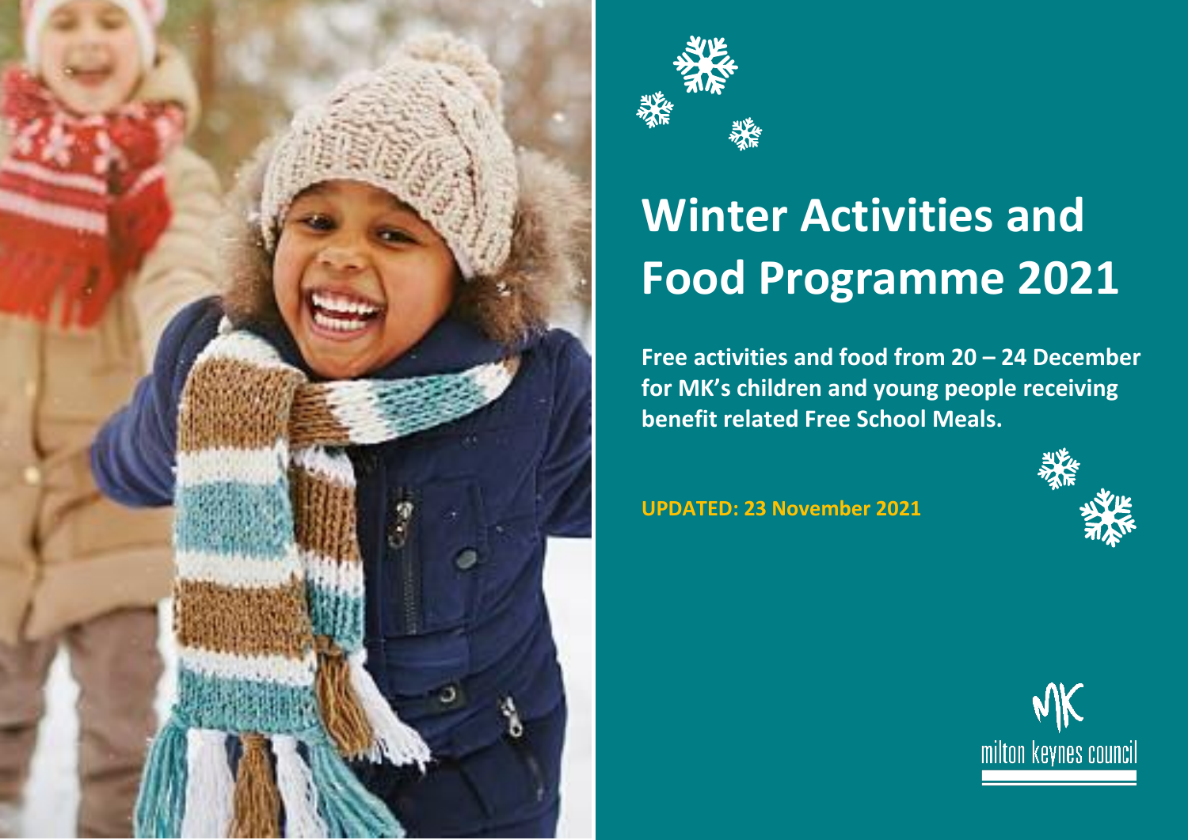# Winter Activities and Food Programme 2021

**Free activities and food from 20 – 24 December for MK's children and young people receiving benefit related Free School Meals.**

**UPDATED: 23 November 2021**

milton keynes council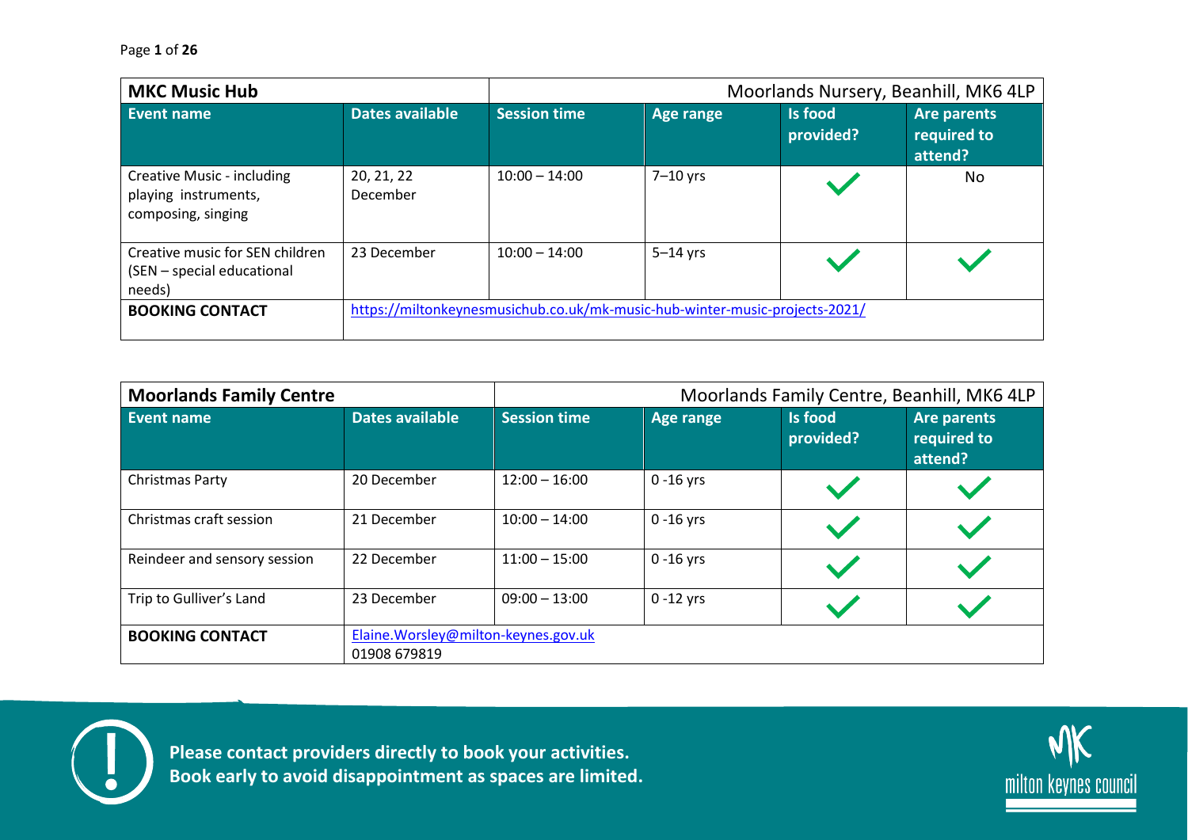| MKC Music Hub | | Moorlands Nursery, Beanhill, MK6 4LP | | | |
|---|---|---|---|---|---|
| **Event name** | **Dates available** | **Session time** | **Age range** | **Is food provided?** | **Are parents required to attend?** |
| Creative Music - including playing instruments, composing, singing | 20, 21, 22 December | 10:00 – 14:00 | 7–10 yrs | ✓ | No |
| Creative music for SEN children (SEN – special educational needs) | 23 December | 10:00 – 14:00 | 5–14 yrs | ✓ | ✓ |
| **BOOKING CONTACT** | https://miltonkeynesmusichub.co.uk/mk-music-hub-winter-music-projects-2021/ | | | | |

| Moorlands Family Centre | | Moorlands Family Centre, Beanhill, MK6 4LP | | | |
|---|---|---|---|---|---|
| **Event name** | **Dates available** | **Session time** | **Age range** | **Is food provided?** | **Are parents required to attend?** |
| Christmas Party | 20 December | 12:00 – 16:00 | 0 -16 yrs | ✓ | ✓ |
| Christmas craft session | 21 December | 10:00 – 14:00 | 0 -16 yrs | ✓ | ✓ |
| Reindeer and sensory session | 22 December | 11:00 – 15:00 | 0 -16 yrs | ✓ | ✓ |
| Trip to Gulliver's Land | 23 December | 09:00 – 13:00 | 0 -12 yrs | ✓ | ✓ |
| **BOOKING CONTACT** | Elaine.Worsley@milton-keynes.gov.uk 01908 679819 | | | | |

**Please contact providers directly to book your activities.**
**Book early to avoid disappointment as spaces are limited.**

milton keynes council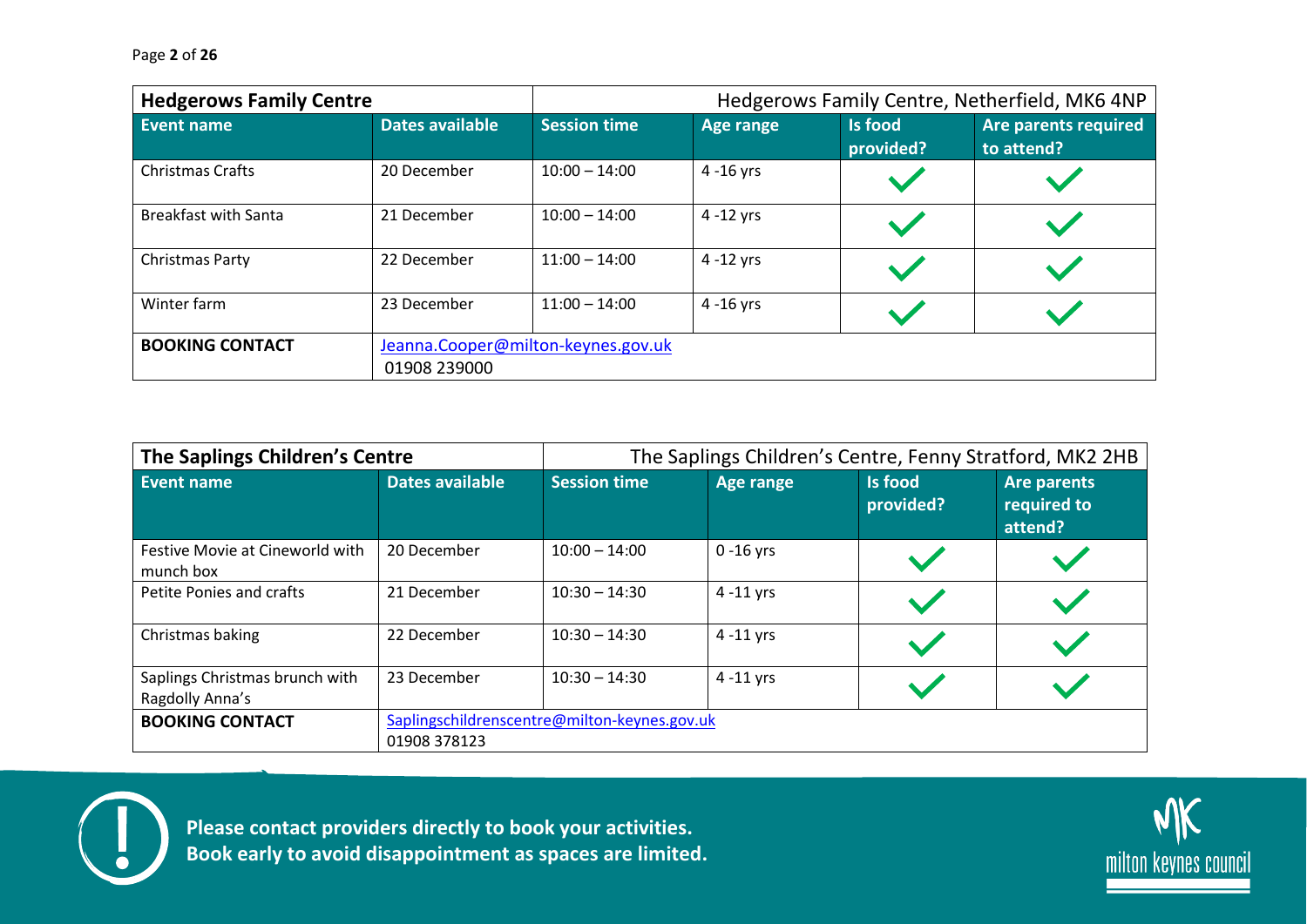| **Hedgerows Family Centre** | | Hedgerows Family Centre, Netherfield, MK6 4NP | | | |
|---|---|---|---|---|---|
| **Event name** | **Dates available** | **Session time** | **Age range** | **Is food provided?** | **Are parents required to attend?** |
| Christmas Crafts | 20 December | 10:00 – 14:00 | 4 -16 yrs | ✓ | ✓ |
| Breakfast with Santa | 21 December | 10:00 – 14:00 | 4 -12 yrs | ✓ | ✓ |
| Christmas Party | 22 December | 11:00 – 14:00 | 4 -12 yrs | ✓ | ✓ |
| Winter farm | 23 December | 11:00 – 14:00 | 4 -16 yrs | ✓ | ✓ |
| **BOOKING CONTACT** | Jeanna.Cooper@milton-keynes.gov.uk 01908 239000 | | | | |

| **The Saplings Children's Centre** | | The Saplings Children's Centre, Fenny Stratford, MK2 2HB | | | |
|---|---|---|---|---|---|
| **Event name** | **Dates available** | **Session time** | **Age range** | **Is food provided?** | **Are parents required to attend?** |
| Festive Movie at Cineworld with munch box | 20 December | 10:00 – 14:00 | 0 -16 yrs | ✓ | ✓ |
| Petite Ponies and crafts | 21 December | 10:30 – 14:30 | 4 -11 yrs | ✓ | ✓ |
| Christmas baking | 22 December | 10:30 – 14:30 | 4 -11 yrs | ✓ | ✓ |
| Saplings Christmas brunch with Ragdolly Anna's | 23 December | 10:30 – 14:30 | 4 -11 yrs | ✓ | ✓ |
| **BOOKING CONTACT** | Saplingschildrenscentre@milton-keynes.gov.uk 01908 378123 | | | | |

**Please contact providers directly to book your activities.**
**Book early to avoid disappointment as spaces are limited.**

milton keynes council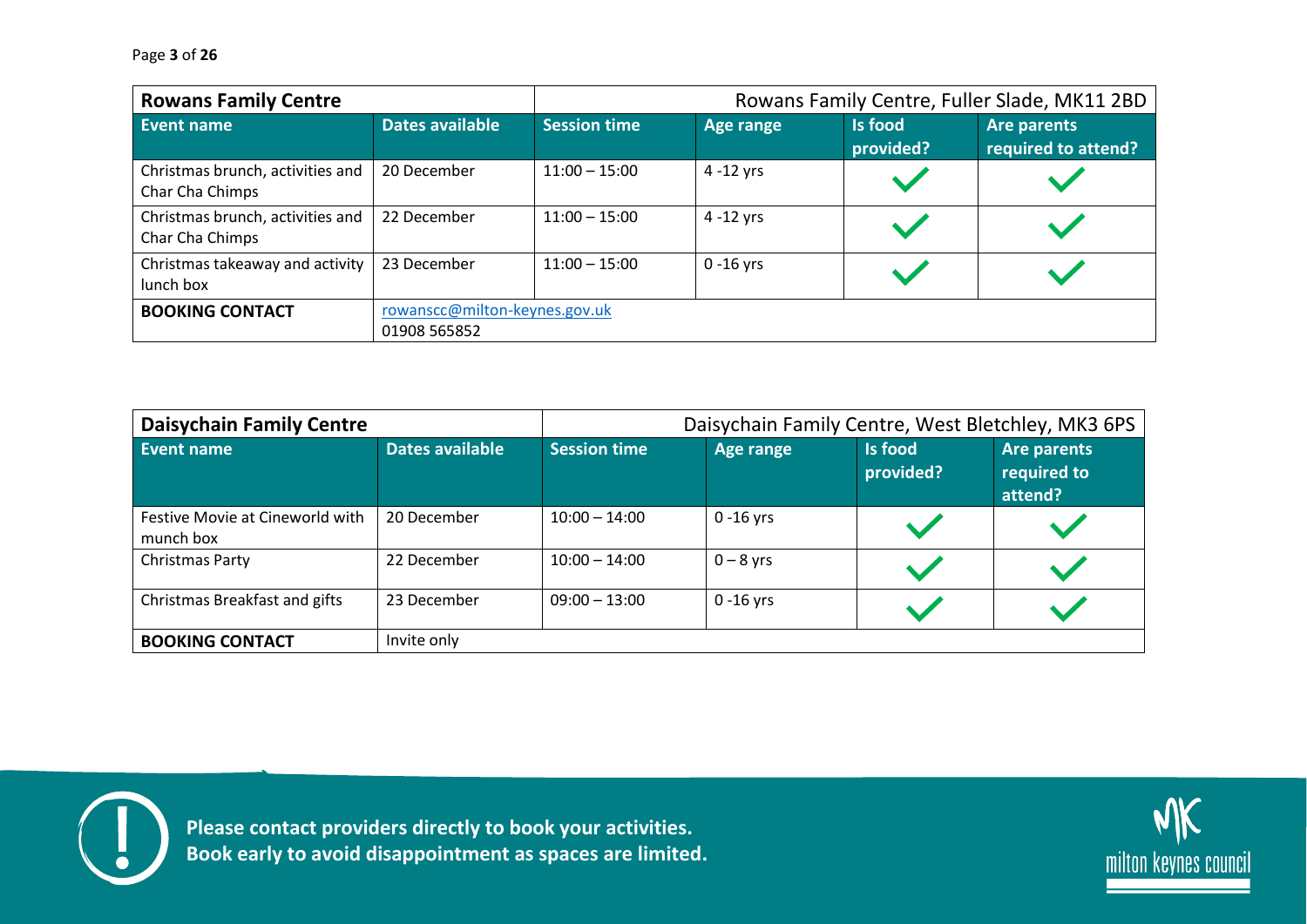| Rowans Family Centre | | Rowans Family Centre, Fuller Slade, MK11 2BD | | | |
|---|---|---|---|---|---|
| **Event name** | **Dates available** | **Session time** | **Age range** | **Is food provided?** | **Are parents required to attend?** |
| Christmas brunch, activities and Char Cha Chimps | 20 December | 11:00 – 15:00 | 4 -12 yrs | ✓ | ✓ |
| Christmas brunch, activities and Char Cha Chimps | 22 December | 11:00 – 15:00 | 4 -12 yrs | ✓ | ✓ |
| Christmas takeaway and activity lunch box | 23 December | 11:00 – 15:00 | 0 -16 yrs | ✓ | ✓ |
| **BOOKING CONTACT** | rowanscc@milton-keynes.gov.uk<br>01908 565852 | | | | |

| Daisychain Family Centre | | Daisychain Family Centre, West Bletchley, MK3 6PS | | | |
|---|---|---|---|---|---|
| **Event name** | **Dates available** | **Session time** | **Age range** | **Is food provided?** | **Are parents required to attend?** |
| Festive Movie at Cineworld with munch box | 20 December | 10:00 – 14:00 | 0 -16 yrs | ✓ | ✓ |
| Christmas Party | 22 December | 10:00 – 14:00 | 0 – 8 yrs | ✓ | ✓ |
| Christmas Breakfast and gifts | 23 December | 09:00 – 13:00 | 0 -16 yrs | ✓ | ✓ |
| **BOOKING CONTACT** | Invite only | | | | |

**Please contact providers directly to book your activities.**
**Book early to avoid disappointment as spaces are limited.**

milton keynes council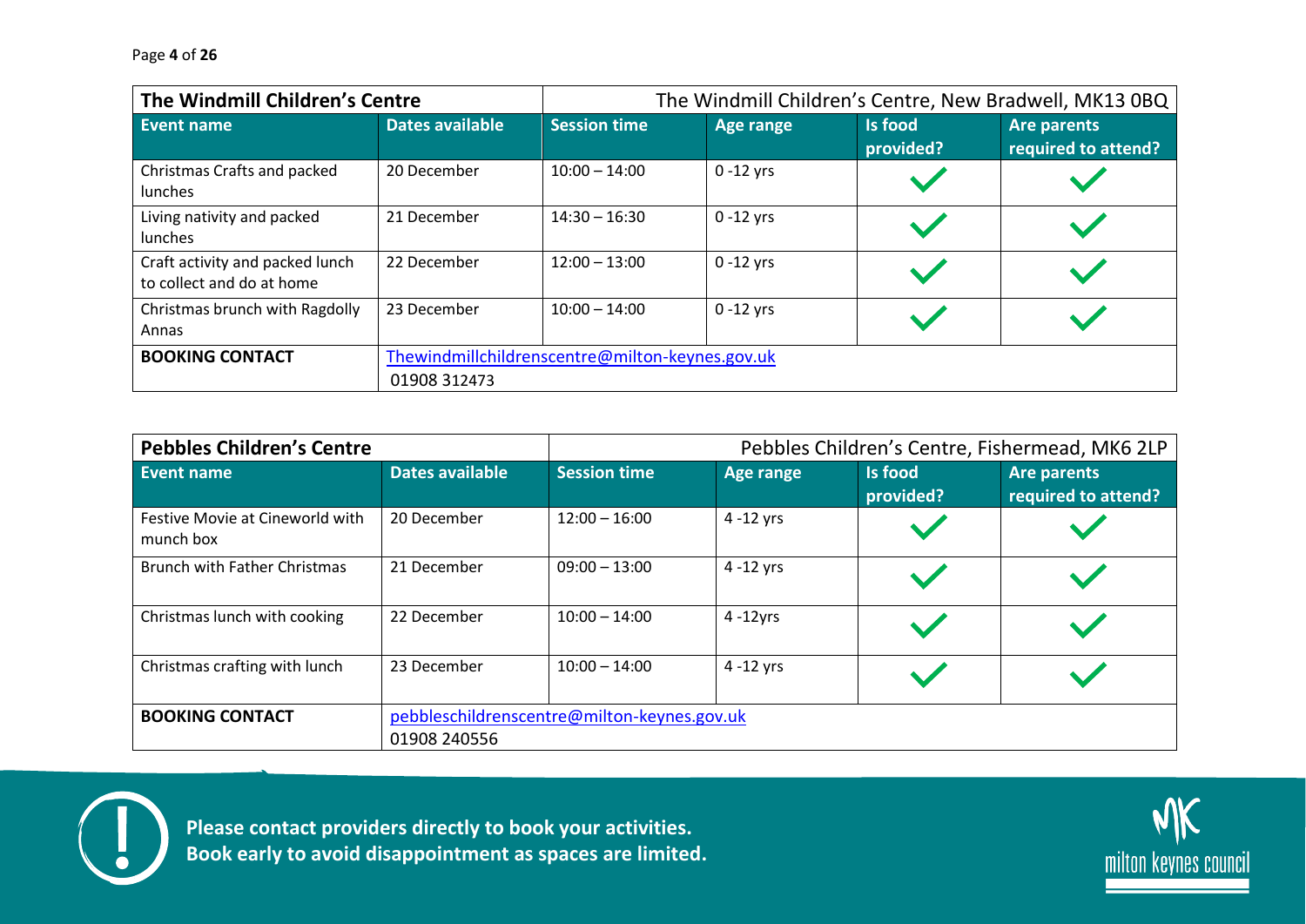| The Windmill Children's Centre | | The Windmill Children's Centre, New Bradwell, MK13 0BQ | | | |
|---|---|---|---|---|---|
| **Event name** | **Dates available** | **Session time** | **Age range** | **Is food provided?** | **Are parents required to attend?** |
| Christmas Crafts and packed lunches | 20 December | 10:00 – 14:00 | 0 -12 yrs | ✓ | ✓ |
| Living nativity and packed lunches | 21 December | 14:30 – 16:30 | 0 -12 yrs | ✓ | ✓ |
| Craft activity and packed lunch to collect and do at home | 22 December | 12:00 – 13:00 | 0 -12 yrs | ✓ | ✓ |
| Christmas brunch with Ragdolly Annas | 23 December | 10:00 – 14:00 | 0 -12 yrs | ✓ | ✓ |
| **BOOKING CONTACT** | Thewindmillchildrenscentre@milton-keynes.gov.uk 01908 312473 | | | | |

| Pebbles Children's Centre | | Pebbles Children's Centre, Fishermead, MK6 2LP | | | |
|---|---|---|---|---|---|
| **Event name** | **Dates available** | **Session time** | **Age range** | **Is food provided?** | **Are parents required to attend?** |
| Festive Movie at Cineworld with munch box | 20 December | 12:00 – 16:00 | 4 -12 yrs | ✓ | ✓ |
| Brunch with Father Christmas | 21 December | 09:00 – 13:00 | 4 -12 yrs | ✓ | ✓ |
| Christmas lunch with cooking | 22 December | 10:00 – 14:00 | 4 -12yrs | ✓ | ✓ |
| Christmas crafting with lunch | 23 December | 10:00 – 14:00 | 4 -12 yrs | ✓ | ✓ |
| **BOOKING CONTACT** | pebbleschildrenscentre@milton-keynes.gov.uk 01908 240556 | | | | |

**Please contact providers directly to book your activities.**
**Book early to avoid disappointment as spaces are limited.**

milton keynes council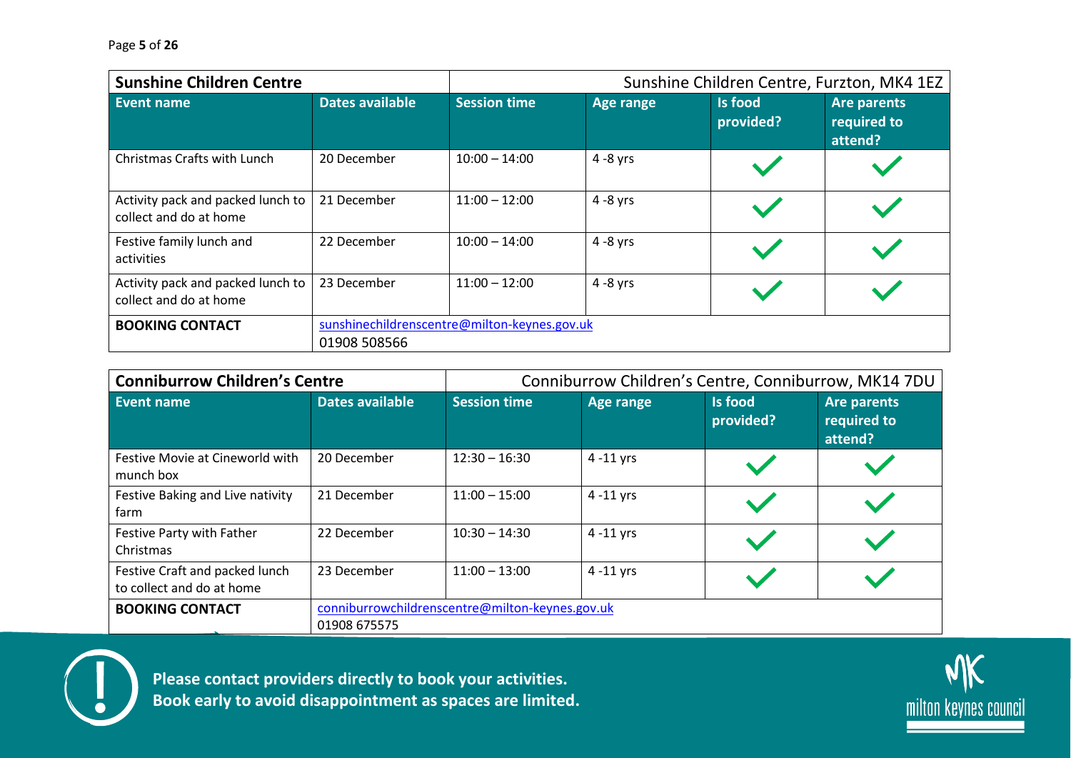| Sunshine Children Centre | | Sunshine Children Centre, Furzton, MK4 1EZ | | | |
|---|---|---|---|---|---|
| **Event name** | **Dates available** | **Session time** | **Age range** | **Is food provided?** | **Are parents required to attend?** |
| Christmas Crafts with Lunch | 20 December | 10:00 – 14:00 | 4 -8 yrs | ✓ | ✓ |
| Activity pack and packed lunch to collect and do at home | 21 December | 11:00 – 12:00 | 4 -8 yrs | ✓ | ✓ |
| Festive family lunch and activities | 22 December | 10:00 – 14:00 | 4 -8 yrs | ✓ | ✓ |
| Activity pack and packed lunch to collect and do at home | 23 December | 11:00 – 12:00 | 4 -8 yrs | ✓ | ✓ |
| **BOOKING CONTACT** | sunshinechildrenscentre@milton-keynes.gov.uk<br>01908 508566 | | | | |

| Conniburrow Children's Centre | | Conniburrow Children's Centre, Conniburrow, MK14 7DU | | | |
|---|---|---|---|---|---|
| **Event name** | **Dates available** | **Session time** | **Age range** | **Is food provided?** | **Are parents required to attend?** |
| Festive Movie at Cineworld with munch box | 20 December | 12:30 – 16:30 | 4 -11 yrs | ✓ | ✓ |
| Festive Baking and Live nativity farm | 21 December | 11:00 – 15:00 | 4 -11 yrs | ✓ | ✓ |
| Festive Party with Father Christmas | 22 December | 10:30 – 14:30 | 4 -11 yrs | ✓ | ✓ |
| Festive Craft and packed lunch to collect and do at home | 23 December | 11:00 – 13:00 | 4 -11 yrs | ✓ | ✓ |
| **BOOKING CONTACT** | conniburrowchildrenscentre@milton-keynes.gov.uk<br>01908 675575 | | | | |

**Please contact providers directly to book your activities.**
**Book early to avoid disappointment as spaces are limited.**

milton keynes council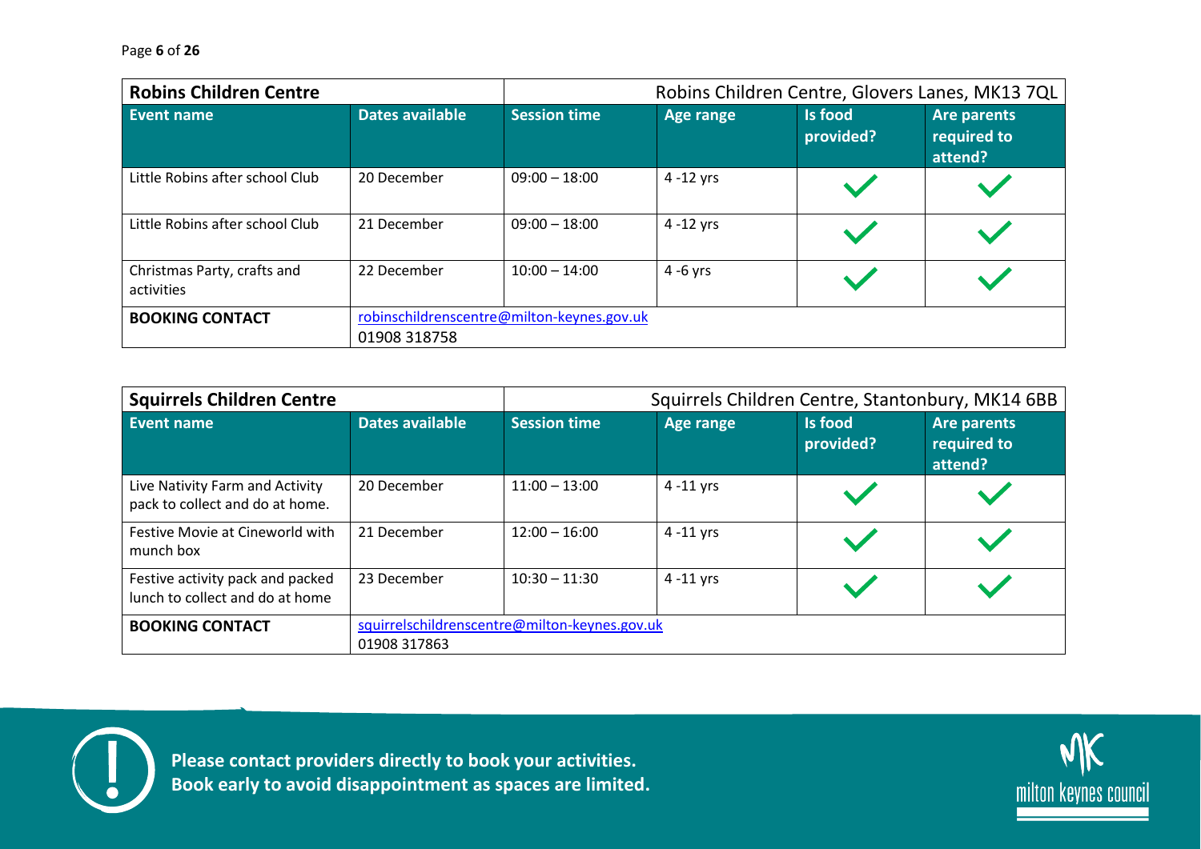| **Robins Children Centre** | | Robins Children Centre, Glovers Lanes, MK13 7QL | | | |
|---|---|---|---|---|---|
| **Event name** | **Dates available** | **Session time** | **Age range** | **Is food provided?** | **Are parents required to attend?** |
| Little Robins after school Club | 20 December | 09:00 – 18:00 | 4 -12 yrs | ✓ | ✓ |
| Little Robins after school Club | 21 December | 09:00 – 18:00 | 4 -12 yrs | ✓ | ✓ |
| Christmas Party, crafts and activities | 22 December | 10:00 – 14:00 | 4 -6 yrs | ✓ | ✓ |
| **BOOKING CONTACT** | robinschildrenscentre@milton-keynes.gov.uk 01908 318758 | | | | |

| **Squirrels Children Centre** | | Squirrels Children Centre, Stantonbury, MK14 6BB | | | |
|---|---|---|---|---|---|
| **Event name** | **Dates available** | **Session time** | **Age range** | **Is food provided?** | **Are parents required to attend?** |
| Live Nativity Farm and Activity pack to collect and do at home. | 20 December | 11:00 – 13:00 | 4 -11 yrs | ✓ | ✓ |
| Festive Movie at Cineworld with munch box | 21 December | 12:00 – 16:00 | 4 -11 yrs | ✓ | ✓ |
| Festive activity pack and packed lunch to collect and do at home | 23 December | 10:30 – 11:30 | 4 -11 yrs | ✓ | ✓ |
| **BOOKING CONTACT** | squirrelschildrenscentre@milton-keynes.gov.uk 01908 317863 | | | | |

**Please contact providers directly to book your activities.**
**Book early to avoid disappointment as spaces are limited.**

milton keynes council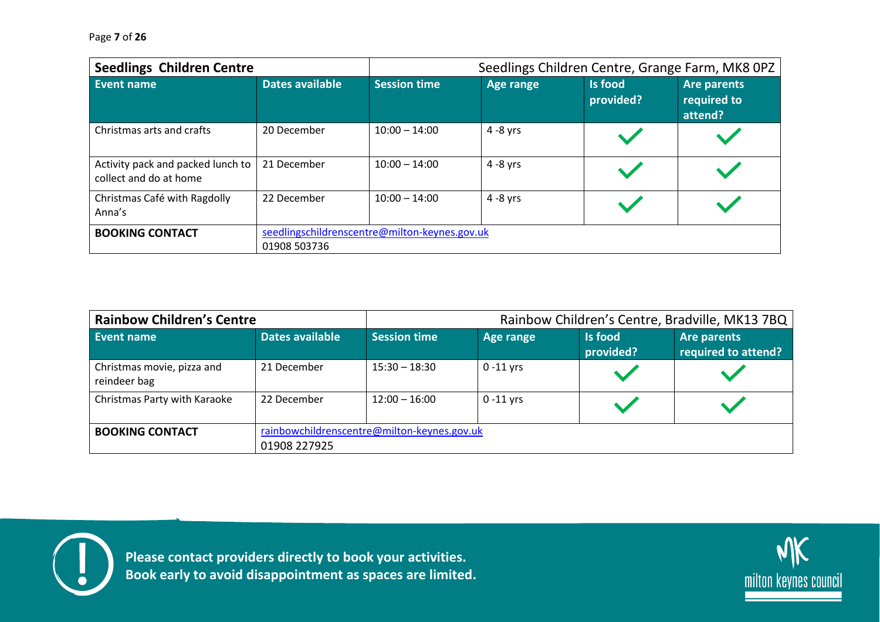| Seedlings Children Centre | | Seedlings Children Centre, Grange Farm, MK8 0PZ | | | |
|---|---|---|---|---|---|
| **Event name** | **Dates available** | **Session time** | **Age range** | **Is food provided?** | **Are parents required to attend?** |
| Christmas arts and crafts | 20 December | 10:00 – 14:00 | 4 -8 yrs | ✓ | ✓ |
| Activity pack and packed lunch to collect and do at home | 21 December | 10:00 – 14:00 | 4 -8 yrs | ✓ | ✓ |
| Christmas Café with Ragdolly Anna's | 22 December | 10:00 – 14:00 | 4 -8 yrs | ✓ | ✓ |
| **BOOKING CONTACT** | seedlingschildrenscentre@milton-keynes.gov.uk 01908 503736 | | | | |

| Rainbow Children's Centre | | Rainbow Children's Centre, Bradville, MK13 7BQ | | | |
|---|---|---|---|---|---|
| **Event name** | **Dates available** | **Session time** | **Age range** | **Is food provided?** | **Are parents required to attend?** |
| Christmas movie, pizza and reindeer bag | 21 December | 15:30 – 18:30 | 0 -11 yrs | ✓ | ✓ |
| Christmas Party with Karaoke | 22 December | 12:00 – 16:00 | 0 -11 yrs | ✓ | ✓ |
| **BOOKING CONTACT** | rainbowchildrenscentre@milton-keynes.gov.uk 01908 227925 | | | | |

**Please contact providers directly to book your activities.**
**Book early to avoid disappointment as spaces are limited.**

milton keynes council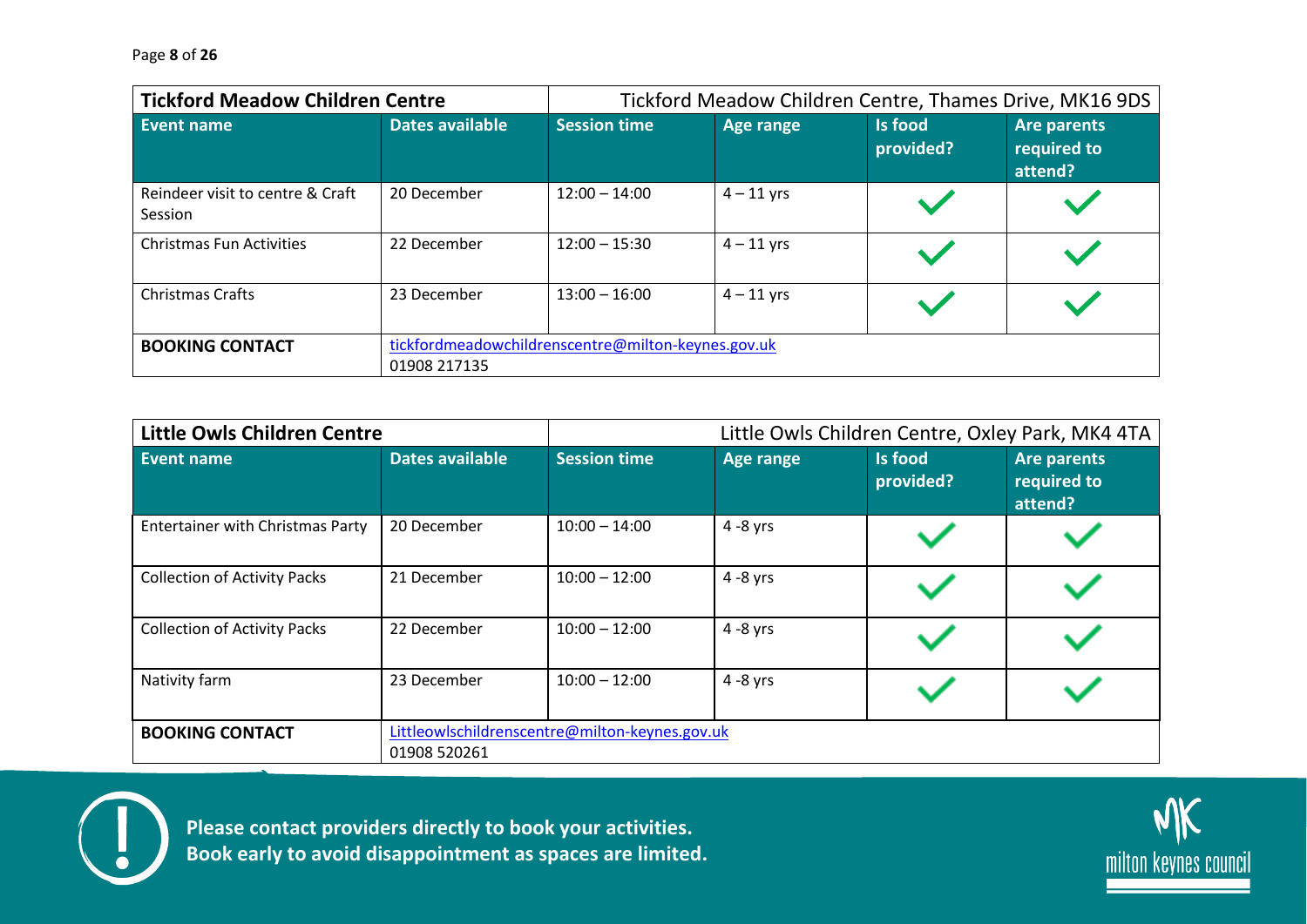| Tickford Meadow Children Centre | | Tickford Meadow Children Centre, Thames Drive, MK16 9DS | | | |
|---|---|---|---|---|---|
| **Event name** | **Dates available** | **Session time** | **Age range** | **Is food provided?** | **Are parents required to attend?** |
| Reindeer visit to centre & Craft Session | 20 December | 12:00 – 14:00 | 4 – 11 yrs | ✓ | ✓ |
| Christmas Fun Activities | 22 December | 12:00 – 15:30 | 4 – 11 yrs | ✓ | ✓ |
| Christmas Crafts | 23 December | 13:00 – 16:00 | 4 – 11 yrs | ✓ | ✓ |
| **BOOKING CONTACT** | tickfordmeadowchildrenscentre@milton-keynes.gov.uk 01908 217135 | | | | |

| Little Owls Children Centre | | Little Owls Children Centre, Oxley Park, MK4 4TA | | | |
|---|---|---|---|---|---|
| **Event name** | **Dates available** | **Session time** | **Age range** | **Is food provided?** | **Are parents required to attend?** |
| Entertainer with Christmas Party | 20 December | 10:00 – 14:00 | 4 -8 yrs | ✓ | ✓ |
| Collection of Activity Packs | 21 December | 10:00 – 12:00 | 4 -8 yrs | ✓ | ✓ |
| Collection of Activity Packs | 22 December | 10:00 – 12:00 | 4 -8 yrs | ✓ | ✓ |
| Nativity farm | 23 December | 10:00 – 12:00 | 4 -8 yrs | ✓ | ✓ |
| **BOOKING CONTACT** | Littleowlschildrenscentre@milton-keynes.gov.uk 01908 520261 | | | | |

**Please contact providers directly to book your activities.**
**Book early to avoid disappointment as spaces are limited.**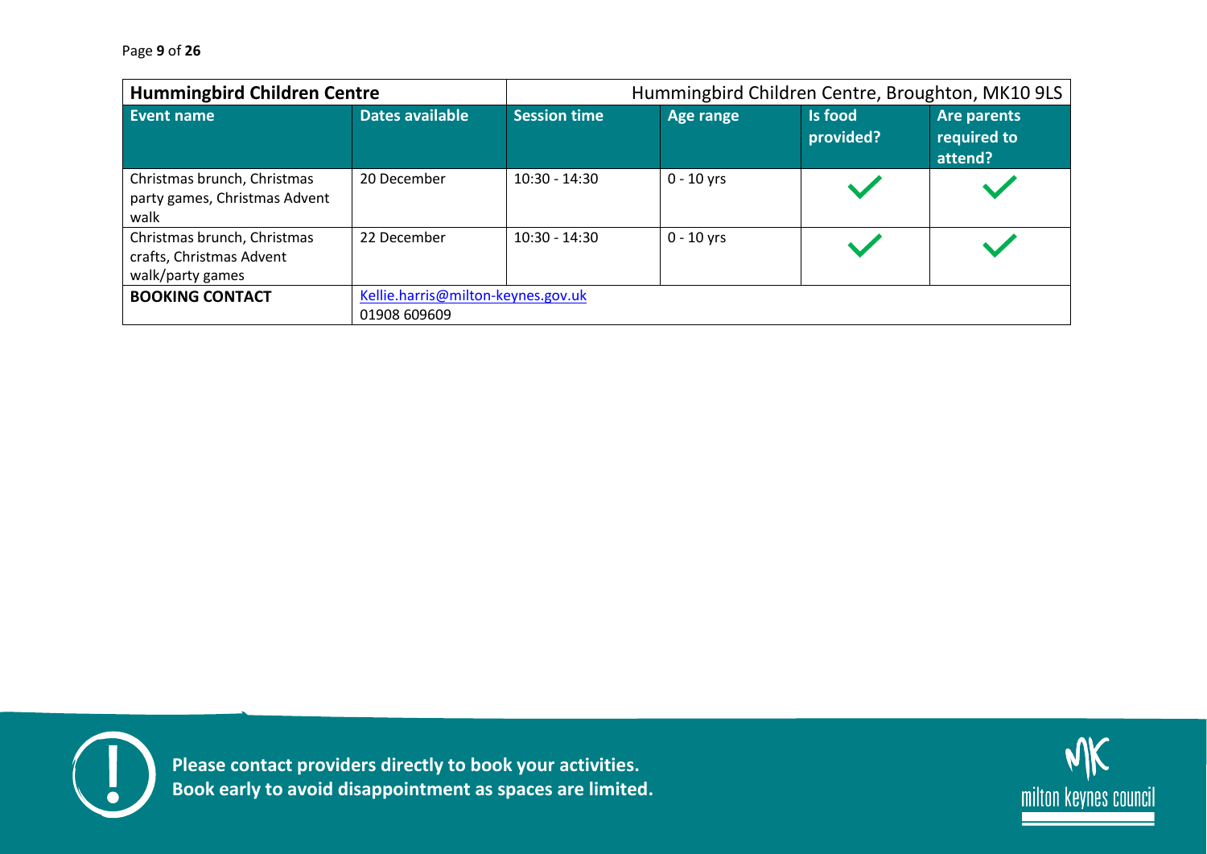| Hummingbird Children Centre | | Hummingbird Children Centre, Broughton, MK10 9LS | | | |
|---|---|---|---|---|---|
| **Event name** | **Dates available** | **Session time** | **Age range** | **Is food provided?** | **Are parents required to attend?** |
| Christmas brunch, Christmas party games, Christmas Advent walk | 20 December | 10:30 - 14:30 | 0 - 10 yrs | ✓ | ✓ |
| Christmas brunch, Christmas crafts, Christmas Advent walk/party games | 22 December | 10:30 - 14:30 | 0 - 10 yrs | ✓ | ✓ |
| **BOOKING CONTACT** | Kellie.harris@milton-keynes.gov.uk<br>01908 609609 | | | | |

**Please contact providers directly to book your activities.**
**Book early to avoid disappointment as spaces are limited.**

milton keynes council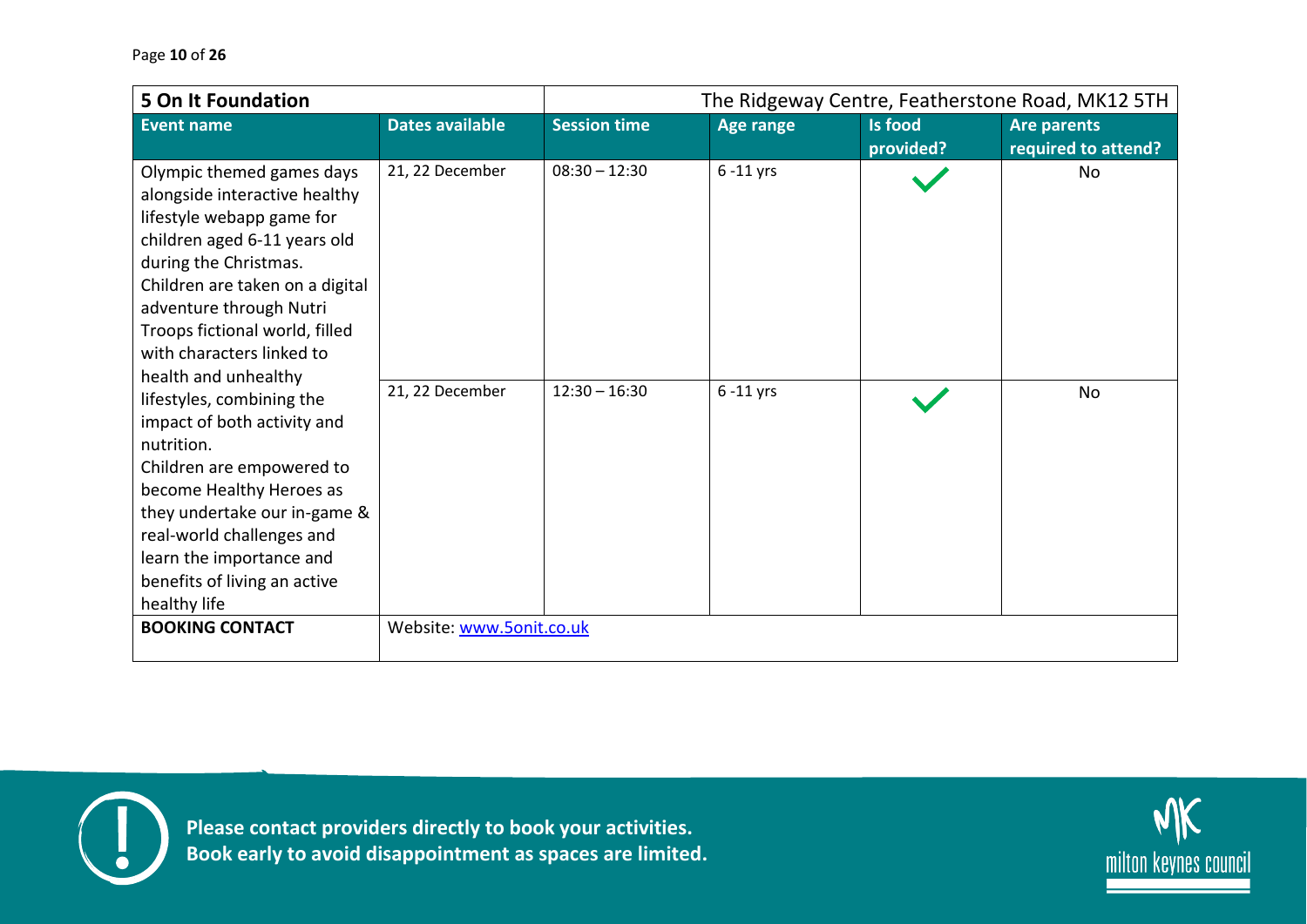| **5 On It Foundation** | | The Ridgeway Centre, Featherstone Road, MK12 5TH | | | |
|---|---|---|---|---|---|
| **Event name** | **Dates available** | **Session time** | **Age range** | **Is food provided?** | **Are parents required to attend?** |
| Olympic themed games days alongside interactive healthy lifestyle webapp game for children aged 6-11 years old during the Christmas. Children are taken on a digital adventure through Nutri Troops fictional world, filled with characters linked to health and unhealthy lifestyles, combining the impact of both activity and nutrition. Children are empowered to become Healthy Heroes as they undertake our in-game & real-world challenges and learn the importance and benefits of living an active healthy life | 21, 22 December | 08:30 – 12:30 | 6 -11 yrs | ✓ | No |
| | 21, 22 December | 12:30 – 16:30 | 6 -11 yrs | ✓ | No |
| **BOOKING CONTACT** | Website: www.5onit.co.uk | | | | |

**Please contact providers directly to book your activities.**
**Book early to avoid disappointment as spaces are limited.**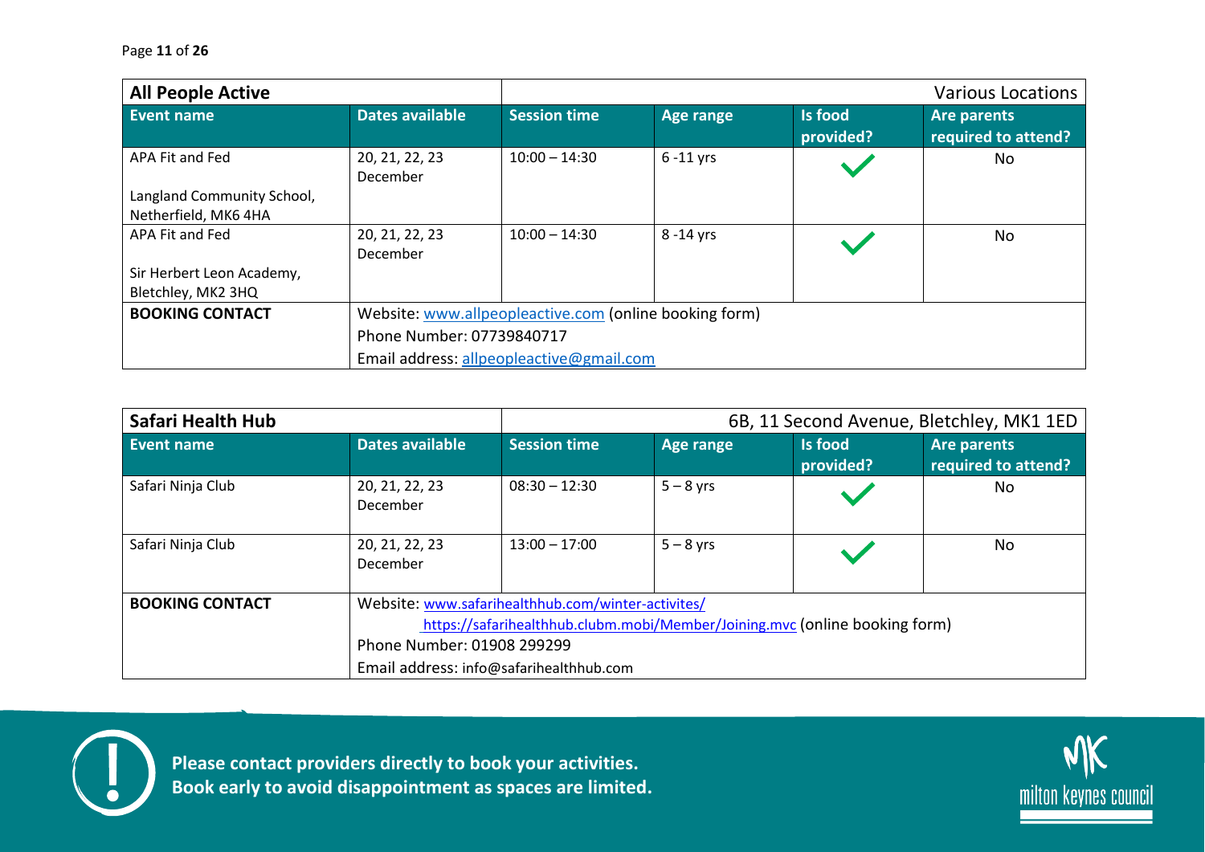## All People Active

Various Locations

| Event name | Dates available | Session time | Age range | Is food provided? | Are parents required to attend? |
|---|---|---|---|---|---|
| APA Fit and Fed<br><br>Langland Community School, Netherfield, MK6 4HA | 20, 21, 22, 23 December | 10:00 – 14:30 | 6 -11 yrs | ✓ | No |
| APA Fit and Fed<br><br>Sir Herbert Leon Academy, Bletchley, MK2 3HQ | 20, 21, 22, 23 December | 10:00 – 14:30 | 8 -14 yrs | ✓ | No |
| **BOOKING CONTACT** | Website: www.allpeopleactive.com (online booking form)<br>Phone Number: 07739840717<br>Email address: allpeopleactive@gmail.com | | | | |

## Safari Health Hub

6B, 11 Second Avenue, Bletchley, MK1 1ED

| Event name | Dates available | Session time | Age range | Is food provided? | Are parents required to attend? |
|---|---|---|---|---|---|
| Safari Ninja Club | 20, 21, 22, 23 December | 08:30 – 12:30 | 5 – 8 yrs | ✓ | No |
| Safari Ninja Club | 20, 21, 22, 23 December | 13:00 – 17:00 | 5 – 8 yrs | ✓ | No |
| **BOOKING CONTACT** | Website: www.safarihealthhub.com/winter-activites/<br>https://safarihealthhub.clubm.mobi/Member/Joining.mvc (online booking form)<br>Phone Number: 01908 299299<br>Email address: info@safarihealthhub.com | | | | |

**Please contact providers directly to book your activities.**
**Book early to avoid disappointment as spaces are limited.**

milton keynes council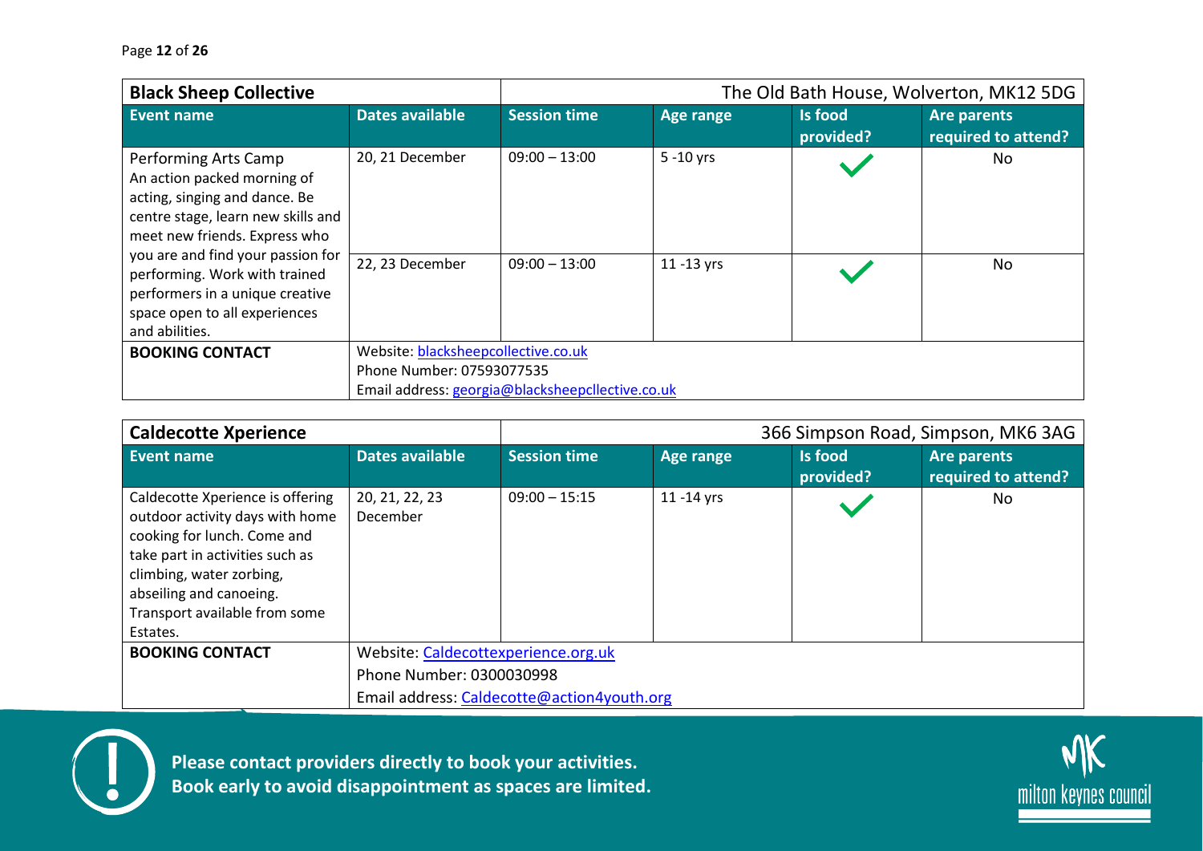| **Black Sheep Collective** | | The Old Bath House, Wolverton, MK12 5DG | | | |
|---|---|---|---|---|---|
| **Event name** | **Dates available** | **Session time** | **Age range** | **Is food provided?** | **Are parents required to attend?** |
| Performing Arts Camp<br>An action packed morning of acting, singing and dance. Be centre stage, learn new skills and meet new friends. Express who you are and find your passion for performing. Work with trained performers in a unique creative space open to all experiences and abilities. | 20, 21 December | 09:00 – 13:00 | 5 -10 yrs | ✓ | No |
| | 22, 23 December | 09:00 – 13:00 | 11 -13 yrs | ✓ | No |
| **BOOKING CONTACT** | Website: blacksheepcollective.co.uk<br>Phone Number: 07593077535<br>Email address: georgia@blacksheepcllective.co.uk | | | | |

| **Caldecotte Xperience** | | 366 Simpson Road, Simpson, MK6 3AG | | | |
|---|---|---|---|---|---|
| **Event name** | **Dates available** | **Session time** | **Age range** | **Is food provided?** | **Are parents required to attend?** |
| Caldecotte Xperience is offering outdoor activity days with home cooking for lunch. Come and take part in activities such as climbing, water zorbing, abseiling and canoeing. Transport available from some Estates. | 20, 21, 22, 23 December | 09:00 – 15:15 | 11 -14 yrs | ✓ | No |
| **BOOKING CONTACT** | Website: Caldecottexperience.org.uk<br>Phone Number: 0300030998<br>Email address: Caldecotte@action4youth.org | | | | |

**Please contact providers directly to book your activities.**
**Book early to avoid disappointment as spaces are limited.**

milton keynes council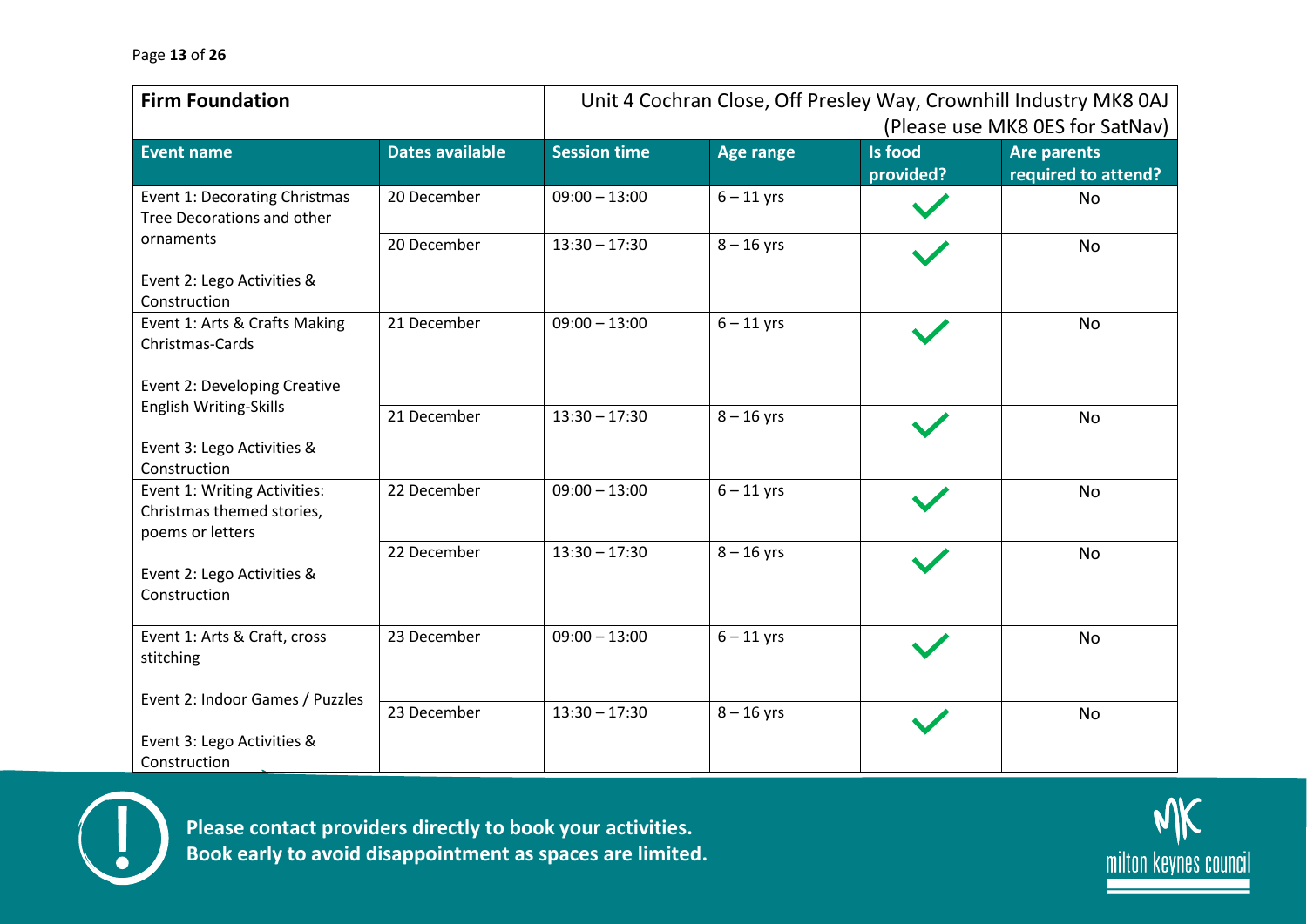| **Firm Foundation** | | Unit 4 Cochran Close, Off Presley Way, Crownhill Industry MK8 0AJ (Please use MK8 0ES for SatNav) | | | |
|---|---|---|---|---|---|
| **Event name** | **Dates available** | **Session time** | **Age range** | **Is food provided?** | **Are parents required to attend?** |
| Event 1: Decorating Christmas Tree Decorations and other ornaments | 20 December | 09:00 – 13:00 | 6 – 11 yrs | ✓ | No |
| Event 2: Lego Activities & Construction | 20 December | 13:30 – 17:30 | 8 – 16 yrs | ✓ | No |
| Event 1: Arts & Crafts Making Christmas-Cards<br><br>Event 2: Developing Creative English Writing-Skills | 21 December | 09:00 – 13:00 | 6 – 11 yrs | ✓ | No |
| Event 3: Lego Activities & Construction | 21 December | 13:30 – 17:30 | 8 – 16 yrs | ✓ | No |
| Event 1: Writing Activities: Christmas themed stories, poems or letters | 22 December | 09:00 – 13:00 | 6 – 11 yrs | ✓ | No |
| Event 2: Lego Activities & Construction | 22 December | 13:30 – 17:30 | 8 – 16 yrs | ✓ | No |
| Event 1: Arts & Craft, cross stitching<br><br>Event 2: Indoor Games / Puzzles | 23 December | 09:00 – 13:00 | 6 – 11 yrs | ✓ | No |
| Event 3: Lego Activities & Construction | 23 December | 13:30 – 17:30 | 8 – 16 yrs | ✓ | No |

**Please contact providers directly to book your activities.**
**Book early to avoid disappointment as spaces are limited.**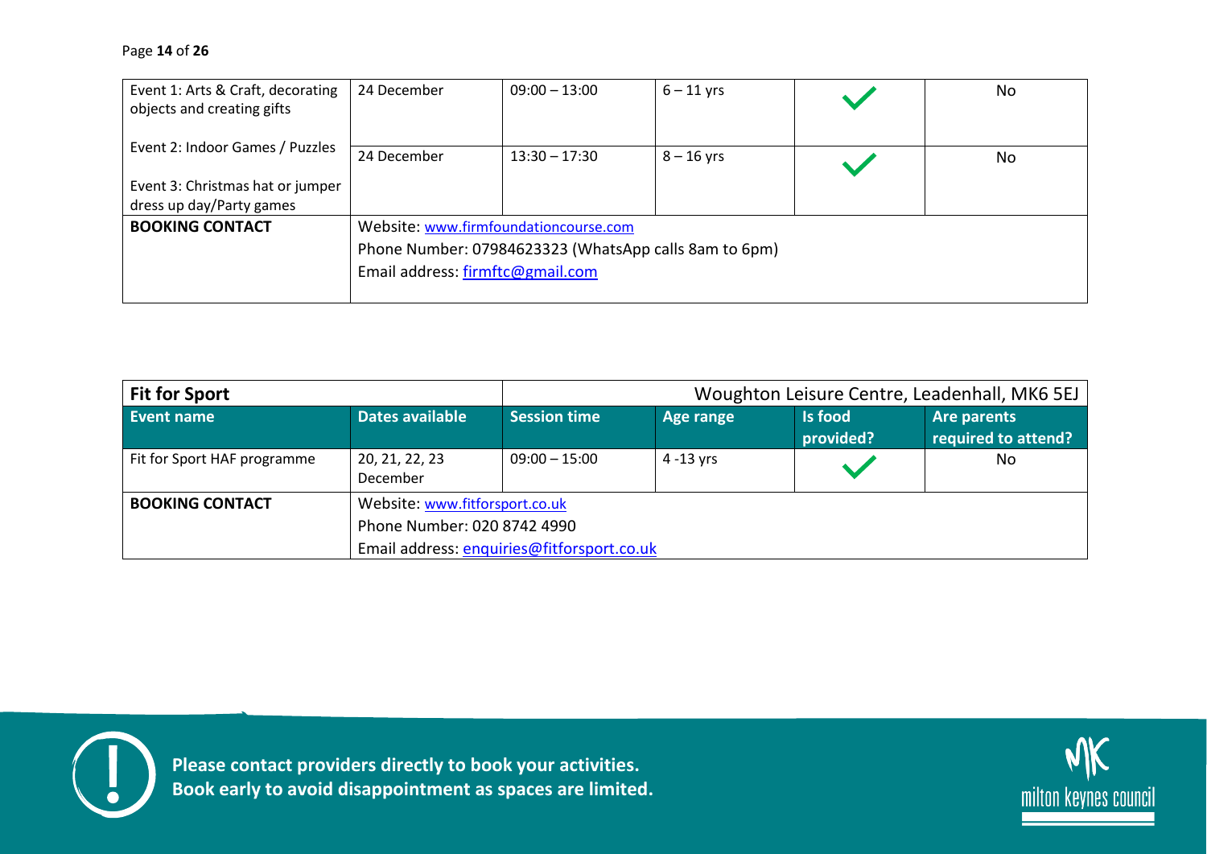| | | | | | |
|---|---|---|---|---|---|
| Event 1: Arts & Craft, decorating objects and creating gifts<br><br>Event 2: Indoor Games / Puzzles<br><br>Event 3: Christmas hat or jumper dress up day/Party games | 24 December | 09:00 – 13:00 | 6 – 11 yrs | ✓ | No |
| | 24 December | 13:30 – 17:30 | 8 – 16 yrs | ✓ | No |
| **BOOKING CONTACT** | Website: www.firmfoundationcourse.com<br>Phone Number: 07984623323 (WhatsApp calls 8am to 6pm)<br>Email address: firmftc@gmail.com | | | | |

| **Fit for Sport** | | Woughton Leisure Centre, Leadenhall, MK6 5EJ | | | |
|---|---|---|---|---|---|
| **Event name** | **Dates available** | **Session time** | **Age range** | **Is food provided?** | **Are parents required to attend?** |
| Fit for Sport HAF programme | 20, 21, 22, 23 December | 09:00 – 15:00 | 4 -13 yrs | ✓ | No |
| **BOOKING CONTACT** | Website: www.fitforsport.co.uk<br>Phone Number: 020 8742 4990<br>Email address: enquiries@fitforsport.co.uk | | | | |

**Please contact providers directly to book your activities.**
**Book early to avoid disappointment as spaces are limited.**

milton keynes council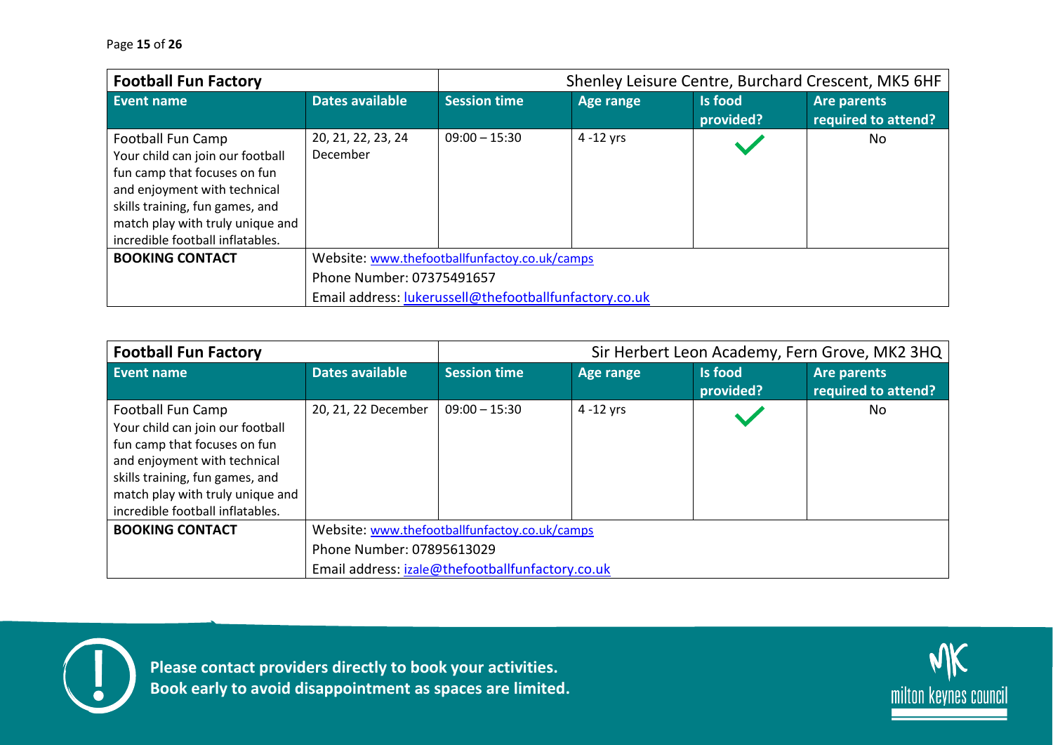| **Football Fun Factory** | | Shenley Leisure Centre, Burchard Crescent, MK5 6HF | | | |
|---|---|---|---|---|---|
| **Event name** | **Dates available** | **Session time** | **Age range** | **Is food provided?** | **Are parents required to attend?** |
| Football Fun Camp<br>Your child can join our football fun camp that focuses on fun and enjoyment with technical skills training, fun games, and match play with truly unique and incredible football inflatables. | 20, 21, 22, 23, 24 December | 09:00 – 15:30 | 4 -12 yrs | ✓ | No |
| **BOOKING CONTACT** | Website: www.thefootballfunfactoy.co.uk/camps<br>Phone Number: 07375491657<br>Email address: lukerussell@thefootballfunfactory.co.uk | | | | |

| **Football Fun Factory** | | Sir Herbert Leon Academy, Fern Grove, MK2 3HQ | | | |
|---|---|---|---|---|---|
| **Event name** | **Dates available** | **Session time** | **Age range** | **Is food provided?** | **Are parents required to attend?** |
| Football Fun Camp<br>Your child can join our football fun camp that focuses on fun and enjoyment with technical skills training, fun games, and match play with truly unique and incredible football inflatables. | 20, 21, 22 December | 09:00 – 15:30 | 4 -12 yrs | ✓ | No |
| **BOOKING CONTACT** | Website: www.thefootballfunfactoy.co.uk/camps<br>Phone Number: 07895613029<br>Email address: izale@thefootballfunfactory.co.uk | | | | |

**Please contact providers directly to book your activities.**
**Book early to avoid disappointment as spaces are limited.**

milton keynes council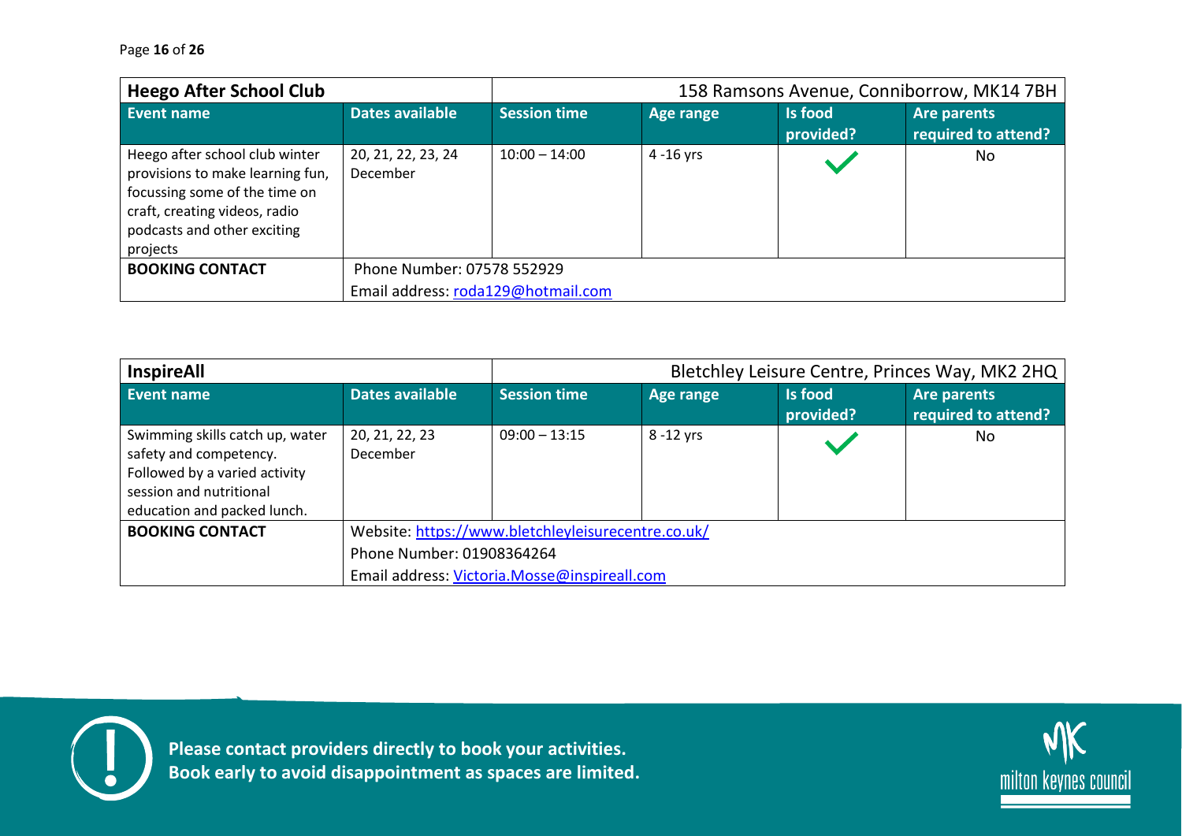| Heego After School Club | | 158 Ramsons Avenue, Conniborrow, MK14 7BH | | | |
|---|---|---|---|---|---|
| **Event name** | **Dates available** | **Session time** | **Age range** | **Is food provided?** | **Are parents required to attend?** |
| Heego after school club winter provisions to make learning fun, focussing some of the time on craft, creating videos, radio podcasts and other exciting projects | 20, 21, 22, 23, 24 December | 10:00 – 14:00 | 4 -16 yrs | ✓ | No |
| **BOOKING CONTACT** | Phone Number: 07578 552929<br>Email address: roda129@hotmail.com | | | | |

| InspireAll | | Bletchley Leisure Centre, Princes Way, MK2 2HQ | | | |
|---|---|---|---|---|---|
| **Event name** | **Dates available** | **Session time** | **Age range** | **Is food provided?** | **Are parents required to attend?** |
| Swimming skills catch up, water safety and competency. Followed by a varied activity session and nutritional education and packed lunch. | 20, 21, 22, 23 December | 09:00 – 13:15 | 8 -12 yrs | ✓ | No |
| **BOOKING CONTACT** | Website: https://www.bletchleyleisurecentre.co.uk/<br>Phone Number: 01908364264<br>Email address: Victoria.Mosse@inspireall.com | | | | |

**Please contact providers directly to book your activities.**
**Book early to avoid disappointment as spaces are limited.**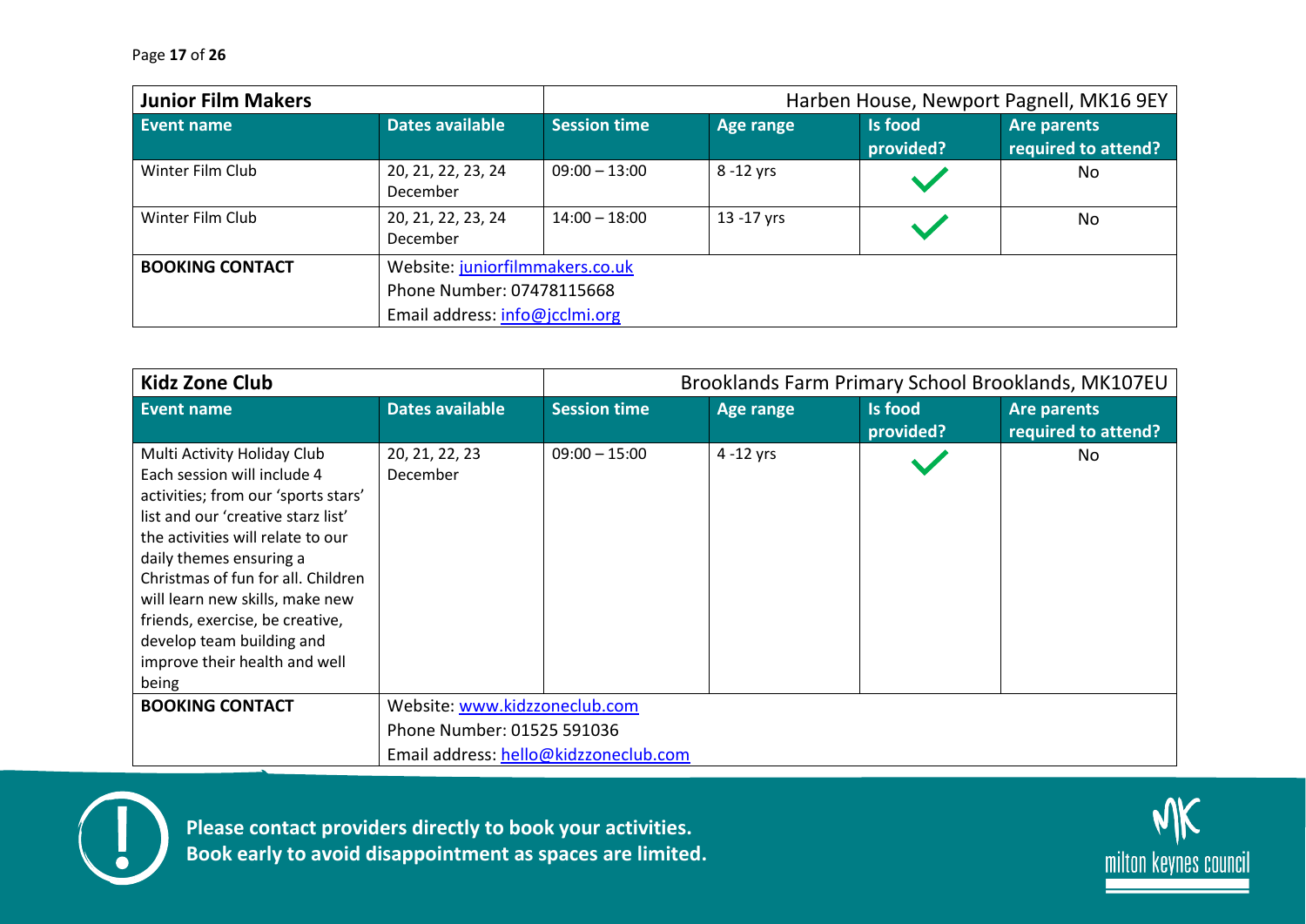| **Junior Film Makers** | | Harben House, Newport Pagnell, MK16 9EY | | | |
|---|---|---|---|---|---|
| **Event name** | **Dates available** | **Session time** | **Age range** | **Is food provided?** | **Are parents required to attend?** |
| Winter Film Club | 20, 21, 22, 23, 24 December | 09:00 – 13:00 | 8 -12 yrs | ✓ | No |
| Winter Film Club | 20, 21, 22, 23, 24 December | 14:00 – 18:00 | 13 -17 yrs | ✓ | No |
| **BOOKING CONTACT** | Website: juniorfilmmakers.co.uk<br>Phone Number: 07478115668<br>Email address: info@jcclmi.org | | | | |

| **Kidz Zone Club** | | Brooklands Farm Primary School Brooklands, MK107EU | | | |
|---|---|---|---|---|---|
| **Event name** | **Dates available** | **Session time** | **Age range** | **Is food provided?** | **Are parents required to attend?** |
| Multi Activity Holiday Club Each session will include 4 activities; from our 'sports stars' list and our 'creative starz list' the activities will relate to our daily themes ensuring a Christmas of fun for all. Children will learn new skills, make new friends, exercise, be creative, develop team building and improve their health and well being | 20, 21, 22, 23 December | 09:00 – 15:00 | 4 -12 yrs | ✓ | No |
| **BOOKING CONTACT** | Website: www.kidzzoneclub.com<br>Phone Number: 01525 591036<br>Email address: hello@kidzzoneclub.com | | | | |

**Please contact providers directly to book your activities.**
**Book early to avoid disappointment as spaces are limited.**

milton keynes council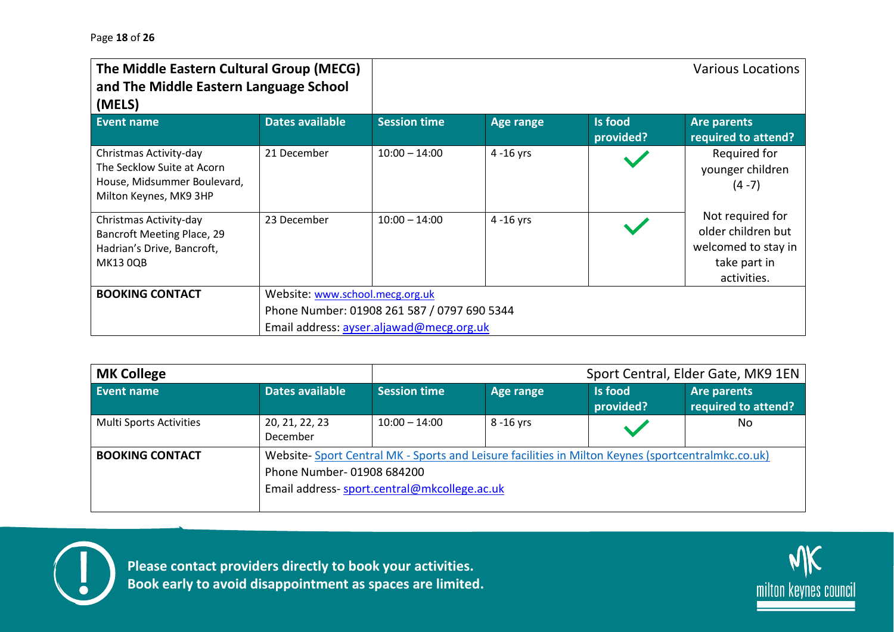| The Middle Eastern Cultural Group (MECG) and The Middle Eastern Language School (MELS) | | Various Locations | | | |
|---|---|---|---|---|---|
| **Event name** | **Dates available** | **Session time** | **Age range** | **Is food provided?** | **Are parents required to attend?** |
| Christmas Activity-day The Secklow Suite at Acorn House, Midsummer Boulevard, Milton Keynes, MK9 3HP | 21 December | 10:00 – 14:00 | 4 -16 yrs | ✓ | Required for younger children (4 -7)<br><br>Not required for older children but welcomed to stay in take part in activities. |
| Christmas Activity-day Bancroft Meeting Place, 29 Hadrian's Drive, Bancroft, MK13 0QB | 23 December | 10:00 – 14:00 | 4 -16 yrs | ✓ | |
| **BOOKING CONTACT** | Website: www.school.mecg.org.uk<br>Phone Number: 01908 261 587 / 0797 690 5344<br>Email address: ayser.aljawad@mecg.org.uk | | | | |

| MK College | | Sport Central, Elder Gate, MK9 1EN | | | |
|---|---|---|---|---|---|
| **Event name** | **Dates available** | **Session time** | **Age range** | **Is food provided?** | **Are parents required to attend?** |
| Multi Sports Activities | 20, 21, 22, 23 December | 10:00 – 14:00 | 8 -16 yrs | ✓ | No |
| **BOOKING CONTACT** | Website- Sport Central MK - Sports and Leisure facilities in Milton Keynes (sportcentralmkc.co.uk)<br>Phone Number- 01908 684200<br>Email address- sport.central@mkcollege.ac.uk | | | | |

**Please contact providers directly to book your activities.**
**Book early to avoid disappointment as spaces are limited.**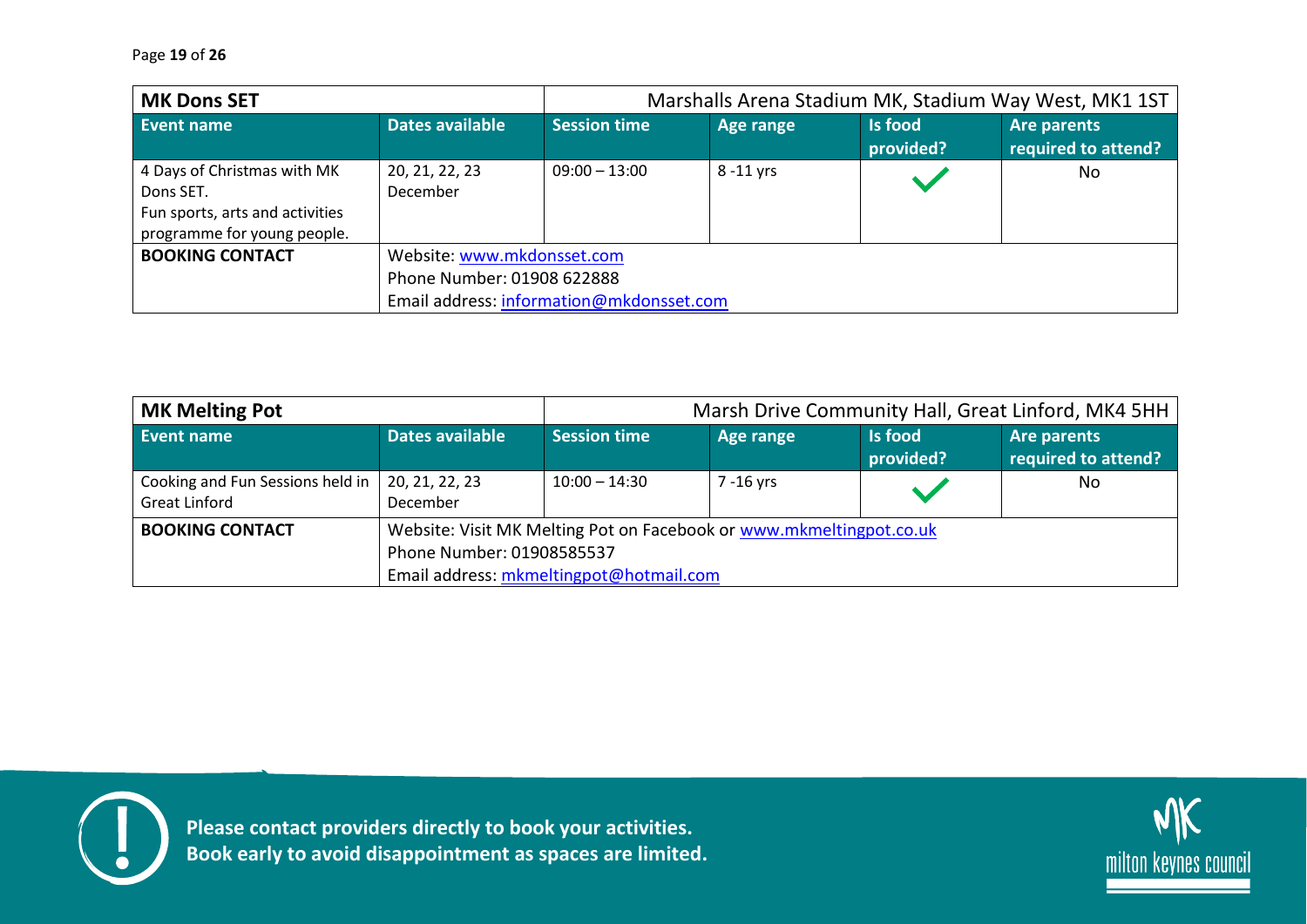| **MK Dons SET** | | Marshalls Arena Stadium MK, Stadium Way West, MK1 1ST | | | |
|---|---|---|---|---|---|
| **Event name** | **Dates available** | **Session time** | **Age range** | **Is food provided?** | **Are parents required to attend?** |
| 4 Days of Christmas with MK Dons SET. Fun sports, arts and activities programme for young people. | 20, 21, 22, 23 December | 09:00 – 13:00 | 8 -11 yrs | ✓ | No |
| **BOOKING CONTACT** | Website: www.mkdonsset.com<br>Phone Number: 01908 622888<br>Email address: information@mkdonsset.com | | | | |

| **MK Melting Pot** | | Marsh Drive Community Hall, Great Linford, MK4 5HH | | | |
|---|---|---|---|---|---|
| **Event name** | **Dates available** | **Session time** | **Age range** | **Is food provided?** | **Are parents required to attend?** |
| Cooking and Fun Sessions held in Great Linford | 20, 21, 22, 23 December | 10:00 – 14:30 | 7 -16 yrs | ✓ | No |
| **BOOKING CONTACT** | Website: Visit MK Melting Pot on Facebook or www.mkmeltingpot.co.uk<br>Phone Number: 01908585537<br>Email address: mkmeltingpot@hotmail.com | | | | |

**Please contact providers directly to book your activities.**
**Book early to avoid disappointment as spaces are limited.**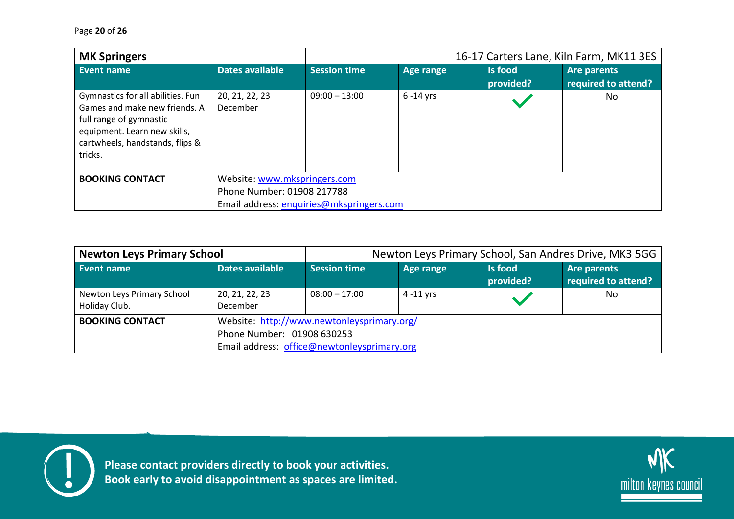| MK Springers | | 16-17 Carters Lane, Kiln Farm, MK11 3ES | | | |
|---|---|---|---|---|---|
| **Event name** | **Dates available** | **Session time** | **Age range** | **Is food provided?** | **Are parents required to attend?** |
| Gymnastics for all abilities. Fun Games and make new friends. A full range of gymnastic equipment. Learn new skills, cartwheels, handstands, flips & tricks. | 20, 21, 22, 23 December | 09:00 – 13:00 | 6 -14 yrs | ✓ | No |
| **BOOKING CONTACT** | Website: www.mkspringers.com<br>Phone Number: 01908 217788<br>Email address: enquiries@mkspringers.com | | | | |

| Newton Leys Primary School | | Newton Leys Primary School, San Andres Drive, MK3 5GG | | | |
|---|---|---|---|---|---|
| **Event name** | **Dates available** | **Session time** | **Age range** | **Is food provided?** | **Are parents required to attend?** |
| Newton Leys Primary School Holiday Club. | 20, 21, 22, 23 December | 08:00 – 17:00 | 4 -11 yrs | ✓ | No |
| **BOOKING CONTACT** | Website: http://www.newtonleysprimary.org/<br>Phone Number: 01908 630253<br>Email address: office@newtonleysprimary.org | | | | |

**Please contact providers directly to book your activities.**
**Book early to avoid disappointment as spaces are limited.**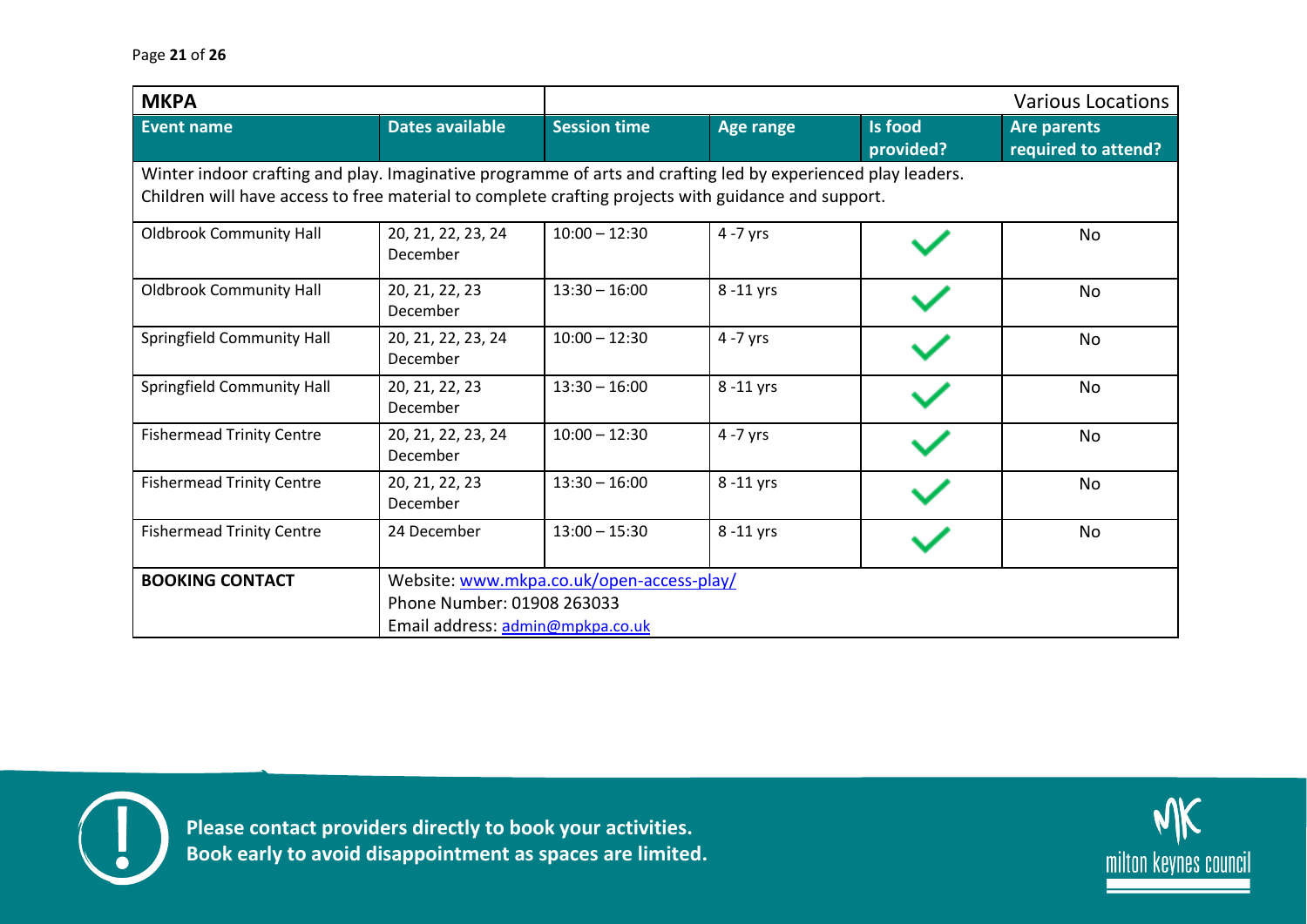| MKPA | | Various Locations | | | |
|---|---|---|---|---|---|
| **Event name** | **Dates available** | **Session time** | **Age range** | **Is food provided?** | **Are parents required to attend?** |
| Winter indoor crafting and play. Imaginative programme of arts and crafting led by experienced play leaders. Children will have access to free material to complete crafting projects with guidance and support. | | | | | |
| Oldbrook Community Hall | 20, 21, 22, 23, 24 December | 10:00 – 12:30 | 4 -7 yrs | ✓ | No |
| Oldbrook Community Hall | 20, 21, 22, 23 December | 13:30 – 16:00 | 8 -11 yrs | ✓ | No |
| Springfield Community Hall | 20, 21, 22, 23, 24 December | 10:00 – 12:30 | 4 -7 yrs | ✓ | No |
| Springfield Community Hall | 20, 21, 22, 23 December | 13:30 – 16:00 | 8 -11 yrs | ✓ | No |
| Fishermead Trinity Centre | 20, 21, 22, 23, 24 December | 10:00 – 12:30 | 4 -7 yrs | ✓ | No |
| Fishermead Trinity Centre | 20, 21, 22, 23 December | 13:30 – 16:00 | 8 -11 yrs | ✓ | No |
| Fishermead Trinity Centre | 24 December | 13:00 – 15:30 | 8 -11 yrs | ✓ | No |
| **BOOKING CONTACT** | Website: www.mkpa.co.uk/open-access-play/<br>Phone Number: 01908 263033<br>Email address: admin@mpkpa.co.uk | | | | |

**Please contact providers directly to book your activities.**
**Book early to avoid disappointment as spaces are limited.**

milton keynes council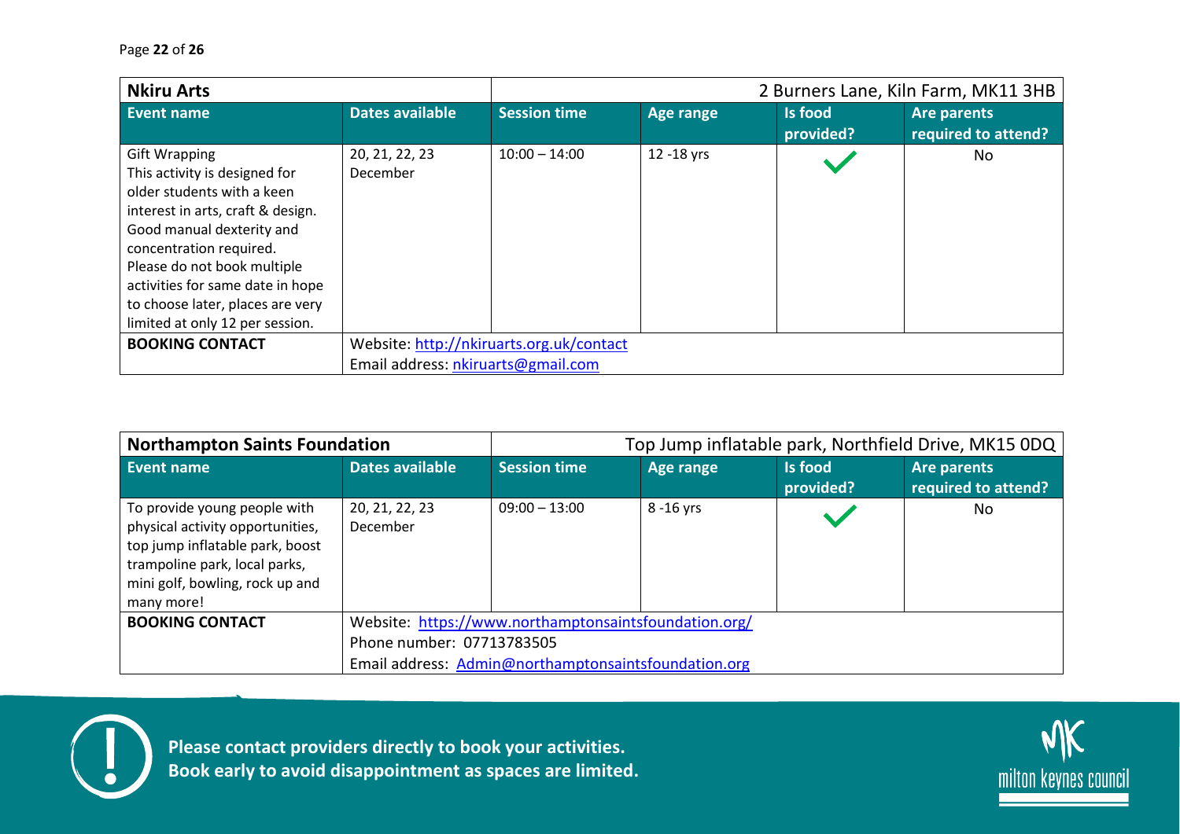| Nkiru Arts | | 2 Burners Lane, Kiln Farm, MK11 3HB | | | |
|---|---|---|---|---|---|
| **Event name** | **Dates available** | **Session time** | **Age range** | **Is food provided?** | **Are parents required to attend?** |
| Gift Wrapping<br>This activity is designed for older students with a keen interest in arts, craft & design. Good manual dexterity and concentration required. Please do not book multiple activities for same date in hope to choose later, places are very limited at only 12 per session. | 20, 21, 22, 23 December | 10:00 – 14:00 | 12 -18 yrs | ✓ | No |
| **BOOKING CONTACT** | Website: [http://nkiruarts.org.uk/contact](http://nkiruarts.org.uk/contact)<br>Email address: [nkiruarts@gmail.com](mailto:nkiruarts@gmail.com) | | | | |

| Northampton Saints Foundation | | Top Jump inflatable park, Northfield Drive, MK15 0DQ | | | |
|---|---|---|---|---|---|
| **Event name** | **Dates available** | **Session time** | **Age range** | **Is food provided?** | **Are parents required to attend?** |
| To provide young people with physical activity opportunities, top jump inflatable park, boost trampoline park, local parks, mini golf, bowling, rock up and many more! | 20, 21, 22, 23 December | 09:00 – 13:00 | 8 -16 yrs | ✓ | No |
| **BOOKING CONTACT** | Website: [https://www.northamptonsaintsfoundation.org/](https://www.northamptonsaintsfoundation.org/)<br>Phone number: 07713783505<br>Email address: [Admin@northamptonsaintsfoundation.org](mailto:Admin@northamptonsaintsfoundation.org) | | | | |

**Please contact providers directly to book your activities.**
**Book early to avoid disappointment as spaces are limited.**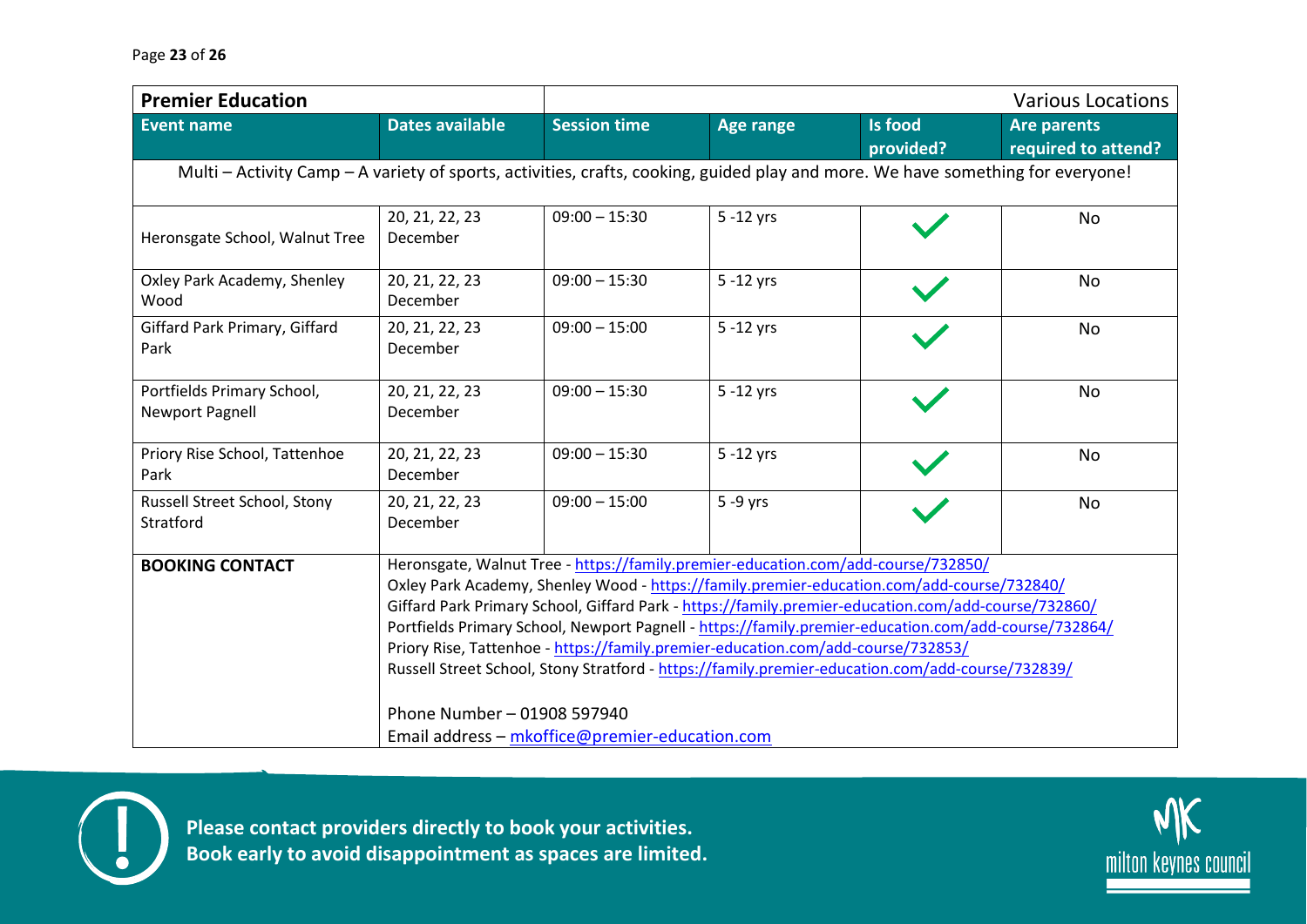| Premier Education | | Various Locations | | | |
|---|---|---|---|---|---|
| **Event name** | **Dates available** | **Session time** | **Age range** | **Is food provided?** | **Are parents required to attend?** |
| Multi – Activity Camp – A variety of sports, activities, crafts, cooking, guided play and more. We have something for everyone! | | | | | |
| Heronsgate School, Walnut Tree | 20, 21, 22, 23 December | 09:00 – 15:30 | 5 -12 yrs | ✓ | No |
| Oxley Park Academy, Shenley Wood | 20, 21, 22, 23 December | 09:00 – 15:30 | 5 -12 yrs | ✓ | No |
| Giffard Park Primary, Giffard Park | 20, 21, 22, 23 December | 09:00 – 15:00 | 5 -12 yrs | ✓ | No |
| Portfields Primary School, Newport Pagnell | 20, 21, 22, 23 December | 09:00 – 15:30 | 5 -12 yrs | ✓ | No |
| Priory Rise School, Tattenhoe Park | 20, 21, 22, 23 December | 09:00 – 15:30 | 5 -12 yrs | ✓ | No |
| Russell Street School, Stony Stratford | 20, 21, 22, 23 December | 09:00 – 15:00 | 5 -9 yrs | ✓ | No |
| **BOOKING CONTACT** | Heronsgate, Walnut Tree - https://family.premier-education.com/add-course/732850/<br>Oxley Park Academy, Shenley Wood - https://family.premier-education.com/add-course/732840/<br>Giffard Park Primary School, Giffard Park - https://family.premier-education.com/add-course/732860/<br>Portfields Primary School, Newport Pagnell - https://family.premier-education.com/add-course/732864/<br>Priory Rise, Tattenhoe - https://family.premier-education.com/add-course/732853/<br>Russell Street School, Stony Stratford - https://family.premier-education.com/add-course/732839/<br><br>Phone Number – 01908 597940<br>Email address – mkoffice@premier-education.com | | | | |

**Please contact providers directly to book your activities.**
**Book early to avoid disappointment as spaces are limited.**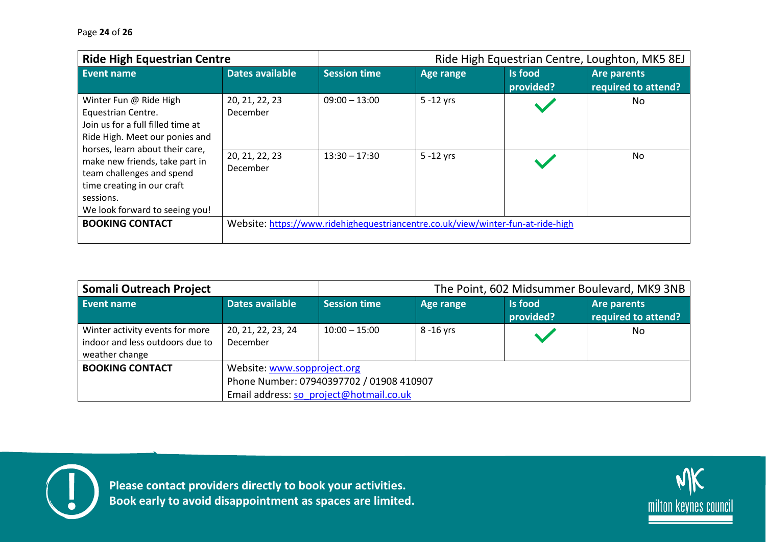| Ride High Equestrian Centre | | Ride High Equestrian Centre, Loughton, MK5 8EJ | | | |
|---|---|---|---|---|---|
| **Event name** | **Dates available** | **Session time** | **Age range** | **Is food provided?** | **Are parents required to attend?** |
| Winter Fun @ Ride High Equestrian Centre. Join us for a full filled time at Ride High. Meet our ponies and horses, learn about their care, make new friends, take part in team challenges and spend time creating in our craft sessions. We look forward to seeing you! | 20, 21, 22, 23 December | 09:00 – 13:00 | 5 -12 yrs | ✓ | No |
| | 20, 21, 22, 23 December | 13:30 – 17:30 | 5 -12 yrs | ✓ | No |
| **BOOKING CONTACT** | Website: https://www.ridehighequestriancentre.co.uk/view/winter-fun-at-ride-high | | | | |

| Somali Outreach Project | | The Point, 602 Midsummer Boulevard, MK9 3NB | | | |
|---|---|---|---|---|---|
| **Event name** | **Dates available** | **Session time** | **Age range** | **Is food provided?** | **Are parents required to attend?** |
| Winter activity events for more indoor and less outdoors due to weather change | 20, 21, 22, 23, 24 December | 10:00 – 15:00 | 8 -16 yrs | ✓ | No |
| **BOOKING CONTACT** | Website: www.sopproject.org<br>Phone Number: 07940397702 / 01908 410907<br>Email address: so_project@hotmail.co.uk | | | | |

**Please contact providers directly to book your activities.**
**Book early to avoid disappointment as spaces are limited.**

milton keynes council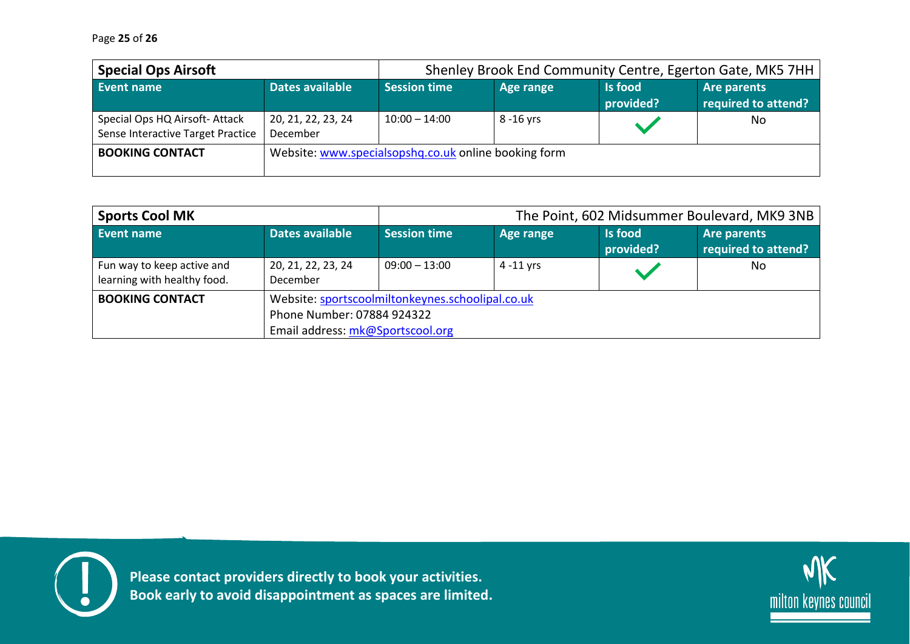| **Special Ops Airsoft** | | Shenley Brook End Community Centre, Egerton Gate, MK5 7HH | | | |
|---|---|---|---|---|---|
| **Event name** | **Dates available** | **Session time** | **Age range** | **Is food provided?** | **Are parents required to attend?** |
| Special Ops HQ Airsoft- Attack Sense Interactive Target Practice | 20, 21, 22, 23, 24 December | 10:00 – 14:00 | 8 -16 yrs | ✓ | No |
| **BOOKING CONTACT** | Website: [www.specialsopshq.co.uk](http://www.specialsopshq.co.uk) online booking form | | | | |

| **Sports Cool MK** | | The Point, 602 Midsummer Boulevard, MK9 3NB | | | |
|---|---|---|---|---|---|
| **Event name** | **Dates available** | **Session time** | **Age range** | **Is food provided?** | **Are parents required to attend?** |
| Fun way to keep active and learning with healthy food. | 20, 21, 22, 23, 24 December | 09:00 – 13:00 | 4 -11 yrs | ✓ | No |
| **BOOKING CONTACT** | Website: [sportscoolmiltonkeynes.schoolipal.co.uk](http://sportscoolmiltonkeynes.schoolipal.co.uk)<br>Phone Number: 07884 924322<br>Email address: [mk@Sportscool.org](mailto:mk@Sportscool.org) | | | | |

**Please contact providers directly to book your activities.**
**Book early to avoid disappointment as spaces are limited.**

milton keynes council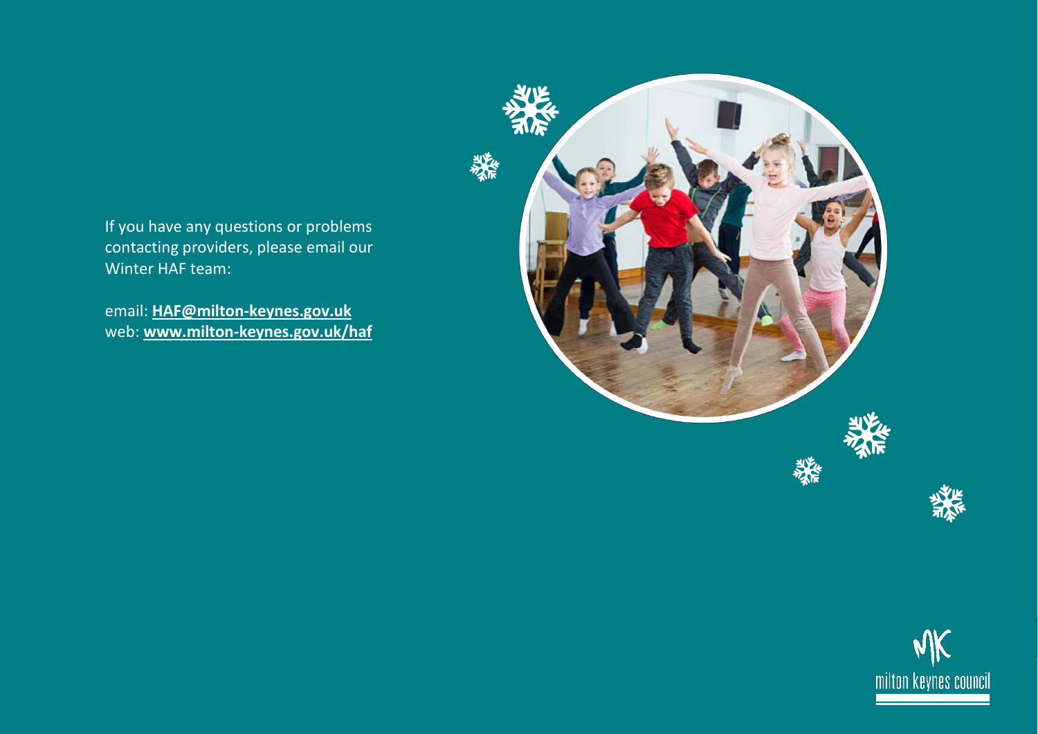If you have any questions or problems contacting providers, please email our Winter HAF team:

email: **HAF@milton-keynes.gov.uk**
web: **www.milton-keynes.gov.uk/haf**

milton keynes council